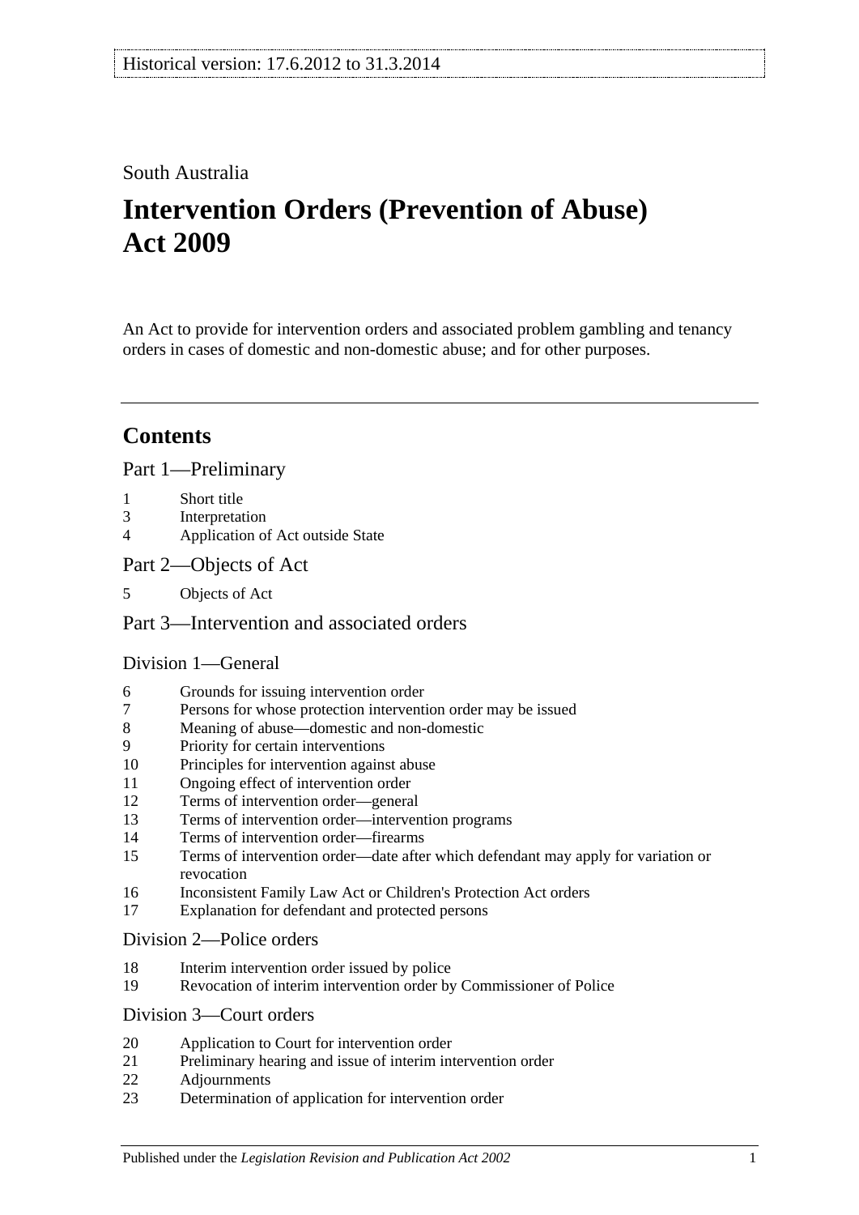South Australia

# Intervention Orders (Prevention of Abuse) Act 2009

An Act to provide for intervention orders and associated problem gambling and tenancy orders in cases of domestic and non-domestic abuse; and for other purposes.

## Contents

### Part 1—Preliminary

1 Short title
3 Interpretation
4 Application of Act outside State

### Part 2—Objects of Act

5 Objects of Act

### Part 3—Intervention and associated orders

#### Division 1—General

6 Grounds for issuing intervention order
7 Persons for whose protection intervention order may be issued
8 Meaning of abuse—domestic and non-domestic
9 Priority for certain interventions
10 Principles for intervention against abuse
11 Ongoing effect of intervention order
12 Terms of intervention order—general
13 Terms of intervention order—intervention programs
14 Terms of intervention order—firearms
15 Terms of intervention order—date after which defendant may apply for variation or revocation
16 Inconsistent Family Law Act or Children's Protection Act orders
17 Explanation for defendant and protected persons

#### Division 2—Police orders

18 Interim intervention order issued by police
19 Revocation of interim intervention order by Commissioner of Police

#### Division 3—Court orders

20 Application to Court for intervention order
21 Preliminary hearing and issue of interim intervention order
22 Adjournments
23 Determination of application for intervention order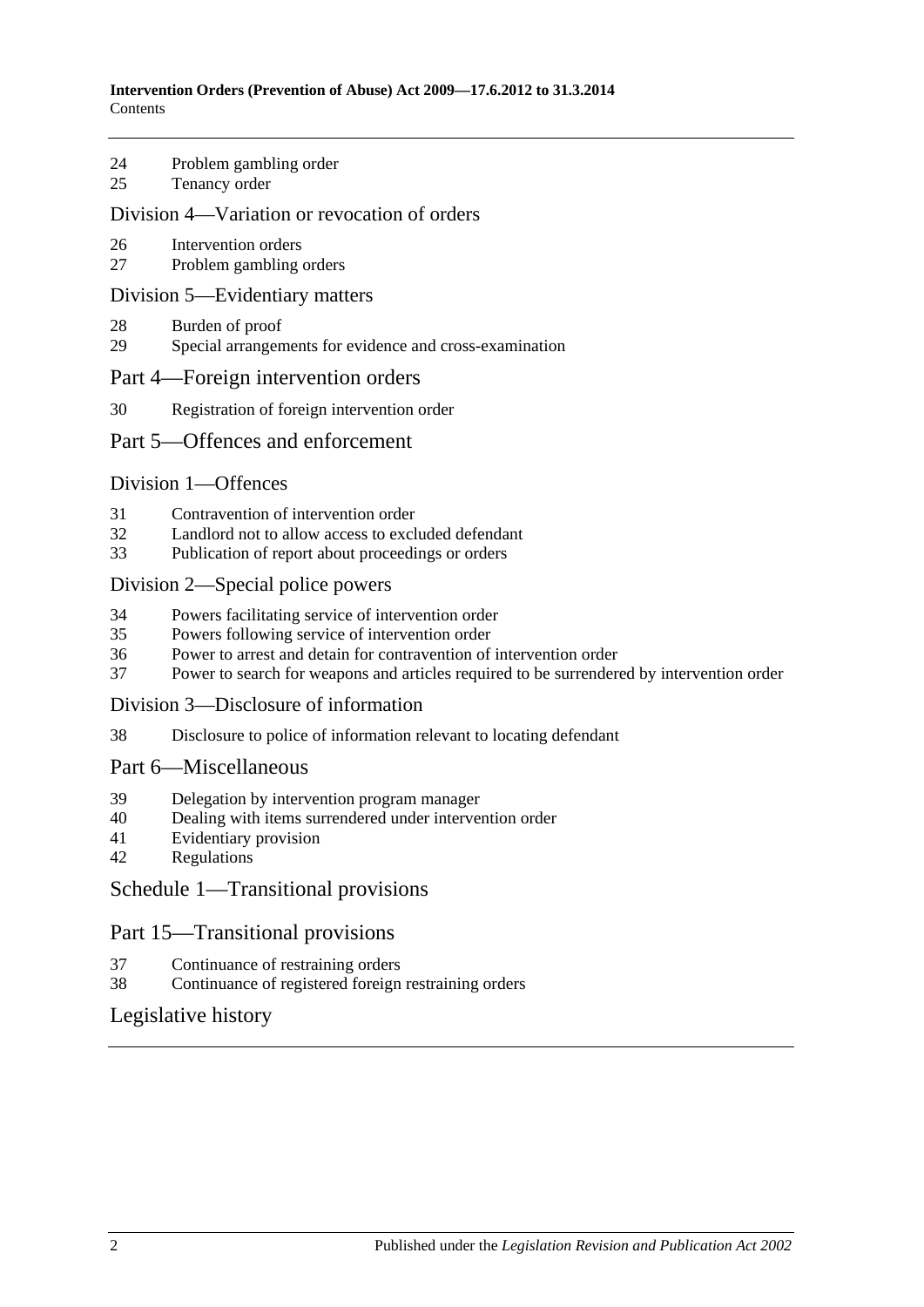24 Problem gambling order
25 Tenancy order

## Division 4—Variation or revocation of orders

26 Intervention orders
27 Problem gambling orders

## Division 5—Evidentiary matters

28 Burden of proof
29 Special arrangements for evidence and cross-examination

## Part 4—Foreign intervention orders

30 Registration of foreign intervention order

## Part 5—Offences and enforcement

## Division 1—Offences

31 Contravention of intervention order
32 Landlord not to allow access to excluded defendant
33 Publication of report about proceedings or orders

## Division 2—Special police powers

34 Powers facilitating service of intervention order
35 Powers following service of intervention order
36 Power to arrest and detain for contravention of intervention order
37 Power to search for weapons and articles required to be surrendered by intervention order

## Division 3—Disclosure of information

38 Disclosure to police of information relevant to locating defendant

## Part 6—Miscellaneous

39 Delegation by intervention program manager
40 Dealing with items surrendered under intervention order
41 Evidentiary provision
42 Regulations

## Schedule 1—Transitional provisions

## Part 15—Transitional provisions

37 Continuance of restraining orders
38 Continuance of registered foreign restraining orders

## Legislative history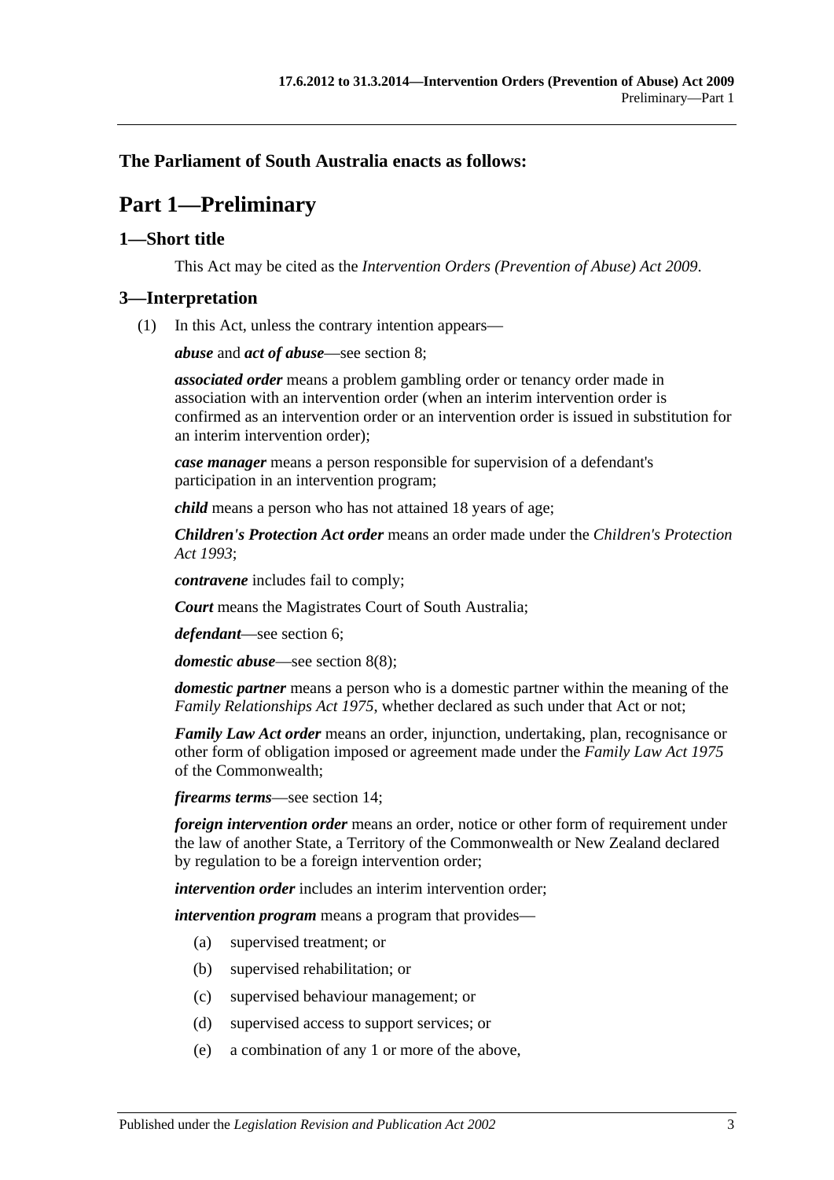**The Parliament of South Australia enacts as follows:**

# Part 1—Preliminary

## 1—Short title

This Act may be cited as the *Intervention Orders (Prevention of Abuse) Act 2009*.

## 3—Interpretation

(1) In this Act, unless the contrary intention appears—

***abuse*** and ***act of abuse***—see section 8;

***associated order*** means a problem gambling order or tenancy order made in association with an intervention order (when an interim intervention order is confirmed as an intervention order or an intervention order is issued in substitution for an interim intervention order);

***case manager*** means a person responsible for supervision of a defendant's participation in an intervention program;

***child*** means a person who has not attained 18 years of age;

***Children's Protection Act order*** means an order made under the *Children's Protection Act 1993*;

***contravene*** includes fail to comply;

***Court*** means the Magistrates Court of South Australia;

***defendant***—see section 6;

***domestic abuse***—see section 8(8);

***domestic partner*** means a person who is a domestic partner within the meaning of the *Family Relationships Act 1975*, whether declared as such under that Act or not;

***Family Law Act order*** means an order, injunction, undertaking, plan, recognisance or other form of obligation imposed or agreement made under the *Family Law Act 1975* of the Commonwealth;

***firearms terms***—see section 14;

***foreign intervention order*** means an order, notice or other form of requirement under the law of another State, a Territory of the Commonwealth or New Zealand declared by regulation to be a foreign intervention order;

***intervention order*** includes an interim intervention order;

***intervention program*** means a program that provides—

(a) supervised treatment; or

(b) supervised rehabilitation; or

(c) supervised behaviour management; or

(d) supervised access to support services; or

(e) a combination of any 1 or more of the above,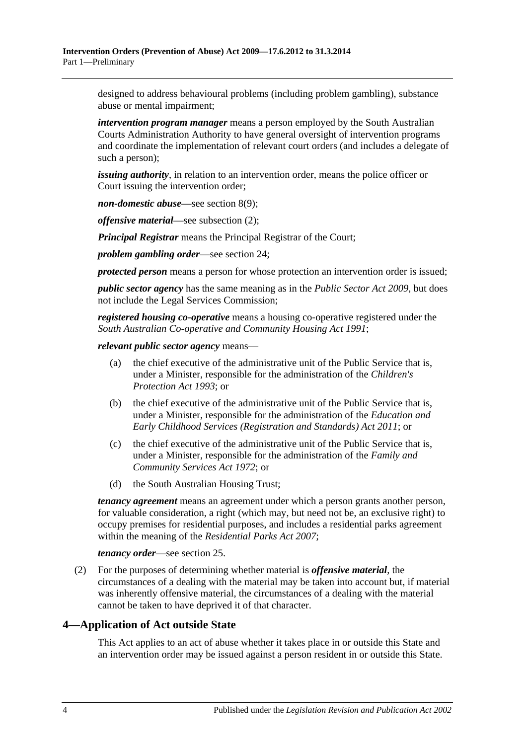designed to address behavioural problems (including problem gambling), substance abuse or mental impairment;

***intervention program manager*** means a person employed by the South Australian Courts Administration Authority to have general oversight of intervention programs and coordinate the implementation of relevant court orders (and includes a delegate of such a person);

***issuing authority***, in relation to an intervention order, means the police officer or Court issuing the intervention order;

***non-domestic abuse***—see section 8(9);

***offensive material***—see subsection (2);

***Principal Registrar*** means the Principal Registrar of the Court;

***problem gambling order***—see section 24;

***protected person*** means a person for whose protection an intervention order is issued;

***public sector agency*** has the same meaning as in the *Public Sector Act 2009*, but does not include the Legal Services Commission;

***registered housing co-operative*** means a housing co-operative registered under the *South Australian Co-operative and Community Housing Act 1991*;

***relevant public sector agency*** means—

(a) the chief executive of the administrative unit of the Public Service that is, under a Minister, responsible for the administration of the *Children's Protection Act 1993*; or

(b) the chief executive of the administrative unit of the Public Service that is, under a Minister, responsible for the administration of the *Education and Early Childhood Services (Registration and Standards) Act 2011*; or

(c) the chief executive of the administrative unit of the Public Service that is, under a Minister, responsible for the administration of the *Family and Community Services Act 1972*; or

(d) the South Australian Housing Trust;

***tenancy agreement*** means an agreement under which a person grants another person, for valuable consideration, a right (which may, but need not be, an exclusive right) to occupy premises for residential purposes, and includes a residential parks agreement within the meaning of the *Residential Parks Act 2007*;

***tenancy order***—see section 25.

(2) For the purposes of determining whether material is ***offensive material***, the circumstances of a dealing with the material may be taken into account but, if material was inherently offensive material, the circumstances of a dealing with the material cannot be taken to have deprived it of that character.

## 4—Application of Act outside State

This Act applies to an act of abuse whether it takes place in or outside this State and an intervention order may be issued against a person resident in or outside this State.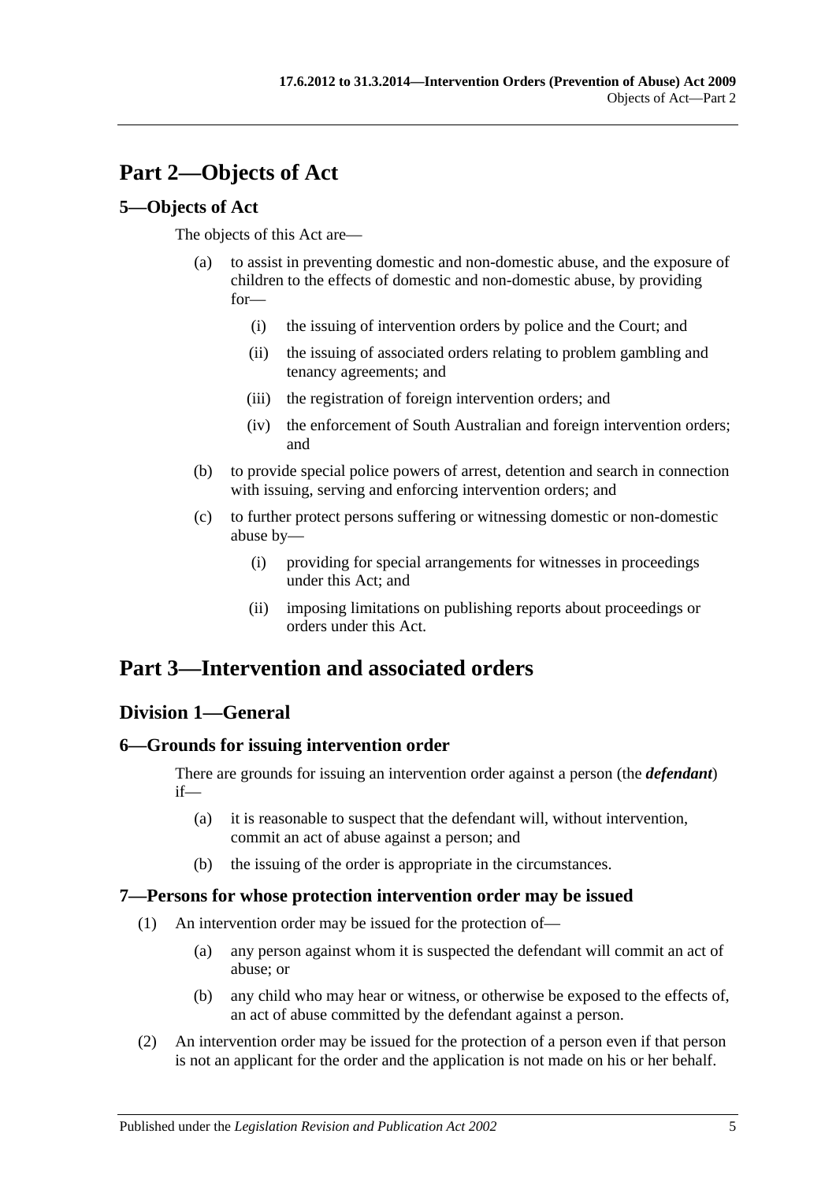# Part 2—Objects of Act

## 5—Objects of Act

The objects of this Act are—

(a) to assist in preventing domestic and non-domestic abuse, and the exposure of children to the effects of domestic and non-domestic abuse, by providing for—

(i) the issuing of intervention orders by police and the Court; and

(ii) the issuing of associated orders relating to problem gambling and tenancy agreements; and

(iii) the registration of foreign intervention orders; and

(iv) the enforcement of South Australian and foreign intervention orders; and

(b) to provide special police powers of arrest, detention and search in connection with issuing, serving and enforcing intervention orders; and

(c) to further protect persons suffering or witnessing domestic or non-domestic abuse by—

(i) providing for special arrangements for witnesses in proceedings under this Act; and

(ii) imposing limitations on publishing reports about proceedings or orders under this Act.

# Part 3—Intervention and associated orders

## Division 1—General

### 6—Grounds for issuing intervention order

There are grounds for issuing an intervention order against a person (the ***defendant***) if—

(a) it is reasonable to suspect that the defendant will, without intervention, commit an act of abuse against a person; and

(b) the issuing of the order is appropriate in the circumstances.

### 7—Persons for whose protection intervention order may be issued

(1) An intervention order may be issued for the protection of—

(a) any person against whom it is suspected the defendant will commit an act of abuse; or

(b) any child who may hear or witness, or otherwise be exposed to the effects of, an act of abuse committed by the defendant against a person.

(2) An intervention order may be issued for the protection of a person even if that person is not an applicant for the order and the application is not made on his or her behalf.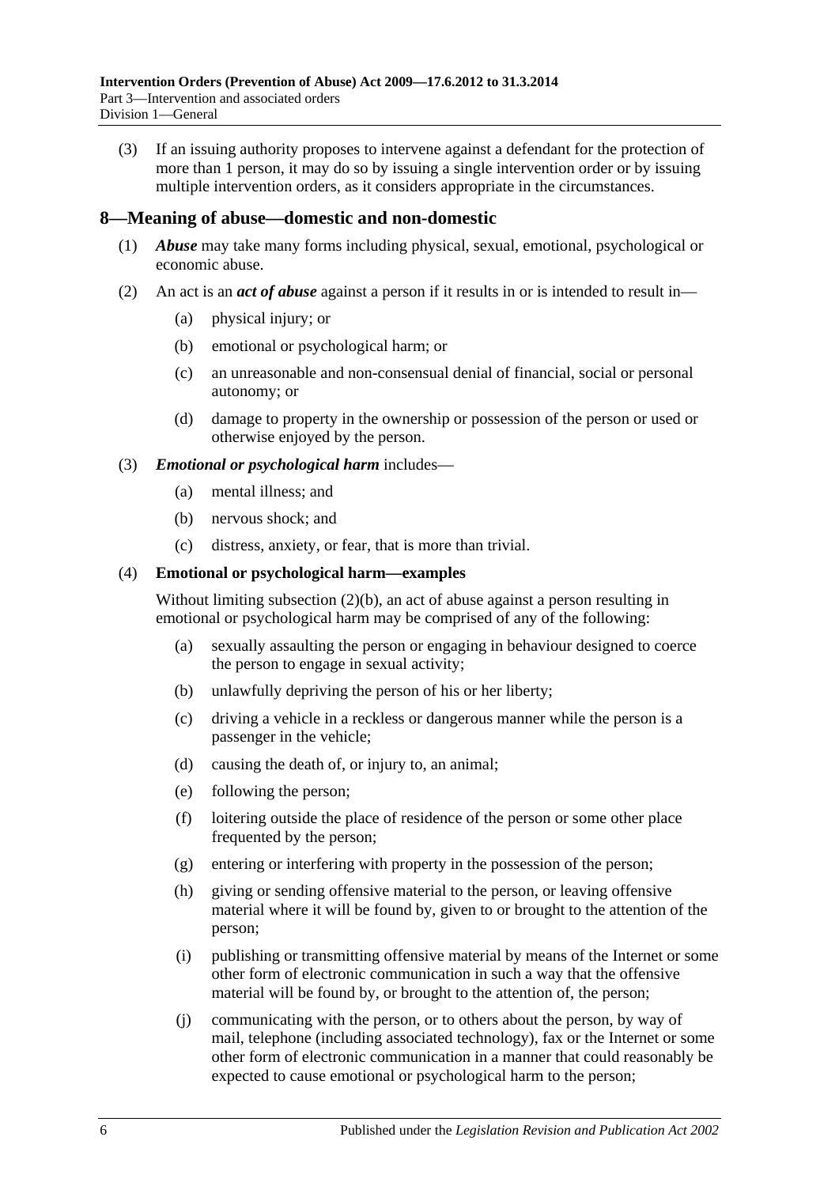(3) If an issuing authority proposes to intervene against a defendant for the protection of more than 1 person, it may do so by issuing a single intervention order or by issuing multiple intervention orders, as it considers appropriate in the circumstances.

## 8—Meaning of abuse—domestic and non-domestic

(1) ***Abuse*** may take many forms including physical, sexual, emotional, psychological or economic abuse.

(2) An act is an ***act of abuse*** against a person if it results in or is intended to result in—

(a) physical injury; or

(b) emotional or psychological harm; or

(c) an unreasonable and non-consensual denial of financial, social or personal autonomy; or

(d) damage to property in the ownership or possession of the person or used or otherwise enjoyed by the person.

(3) ***Emotional or psychological harm*** includes—

(a) mental illness; and

(b) nervous shock; and

(c) distress, anxiety, or fear, that is more than trivial.

(4) **Emotional or psychological harm—examples**

Without limiting subsection (2)(b), an act of abuse against a person resulting in emotional or psychological harm may be comprised of any of the following:

(a) sexually assaulting the person or engaging in behaviour designed to coerce the person to engage in sexual activity;

(b) unlawfully depriving the person of his or her liberty;

(c) driving a vehicle in a reckless or dangerous manner while the person is a passenger in the vehicle;

(d) causing the death of, or injury to, an animal;

(e) following the person;

(f) loitering outside the place of residence of the person or some other place frequented by the person;

(g) entering or interfering with property in the possession of the person;

(h) giving or sending offensive material to the person, or leaving offensive material where it will be found by, given to or brought to the attention of the person;

(i) publishing or transmitting offensive material by means of the Internet or some other form of electronic communication in such a way that the offensive material will be found by, or brought to the attention of, the person;

(j) communicating with the person, or to others about the person, by way of mail, telephone (including associated technology), fax or the Internet or some other form of electronic communication in a manner that could reasonably be expected to cause emotional or psychological harm to the person;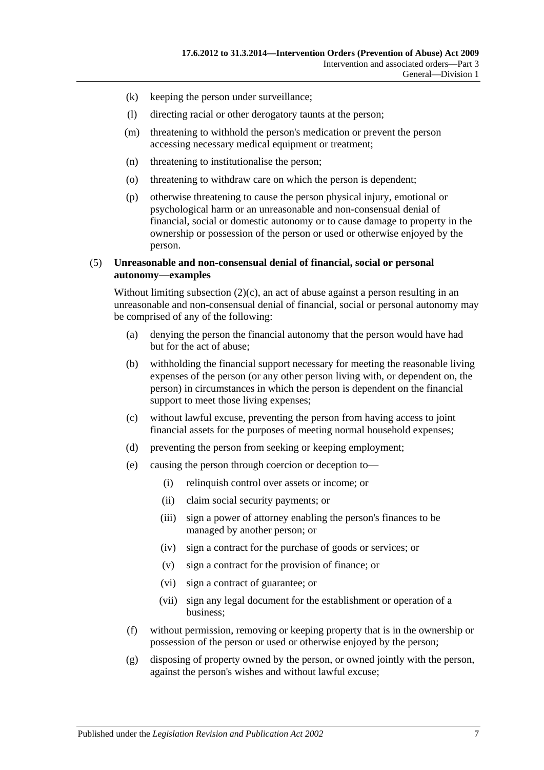(k) keeping the person under surveillance;

(l) directing racial or other derogatory taunts at the person;

(m) threatening to withhold the person's medication or prevent the person accessing necessary medical equipment or treatment;

(n) threatening to institutionalise the person;

(o) threatening to withdraw care on which the person is dependent;

(p) otherwise threatening to cause the person physical injury, emotional or psychological harm or an unreasonable and non-consensual denial of financial, social or domestic autonomy or to cause damage to property in the ownership or possession of the person or used or otherwise enjoyed by the person.

(5) **Unreasonable and non-consensual denial of financial, social or personal autonomy—examples**

Without limiting subsection (2)(c), an act of abuse against a person resulting in an unreasonable and non-consensual denial of financial, social or personal autonomy may be comprised of any of the following:

(a) denying the person the financial autonomy that the person would have had but for the act of abuse;

(b) withholding the financial support necessary for meeting the reasonable living expenses of the person (or any other person living with, or dependent on, the person) in circumstances in which the person is dependent on the financial support to meet those living expenses;

(c) without lawful excuse, preventing the person from having access to joint financial assets for the purposes of meeting normal household expenses;

(d) preventing the person from seeking or keeping employment;

(e) causing the person through coercion or deception to—

(i) relinquish control over assets or income; or

(ii) claim social security payments; or

(iii) sign a power of attorney enabling the person's finances to be managed by another person; or

(iv) sign a contract for the purchase of goods or services; or

(v) sign a contract for the provision of finance; or

(vi) sign a contract of guarantee; or

(vii) sign any legal document for the establishment or operation of a business;

(f) without permission, removing or keeping property that is in the ownership or possession of the person or used or otherwise enjoyed by the person;

(g) disposing of property owned by the person, or owned jointly with the person, against the person's wishes and without lawful excuse;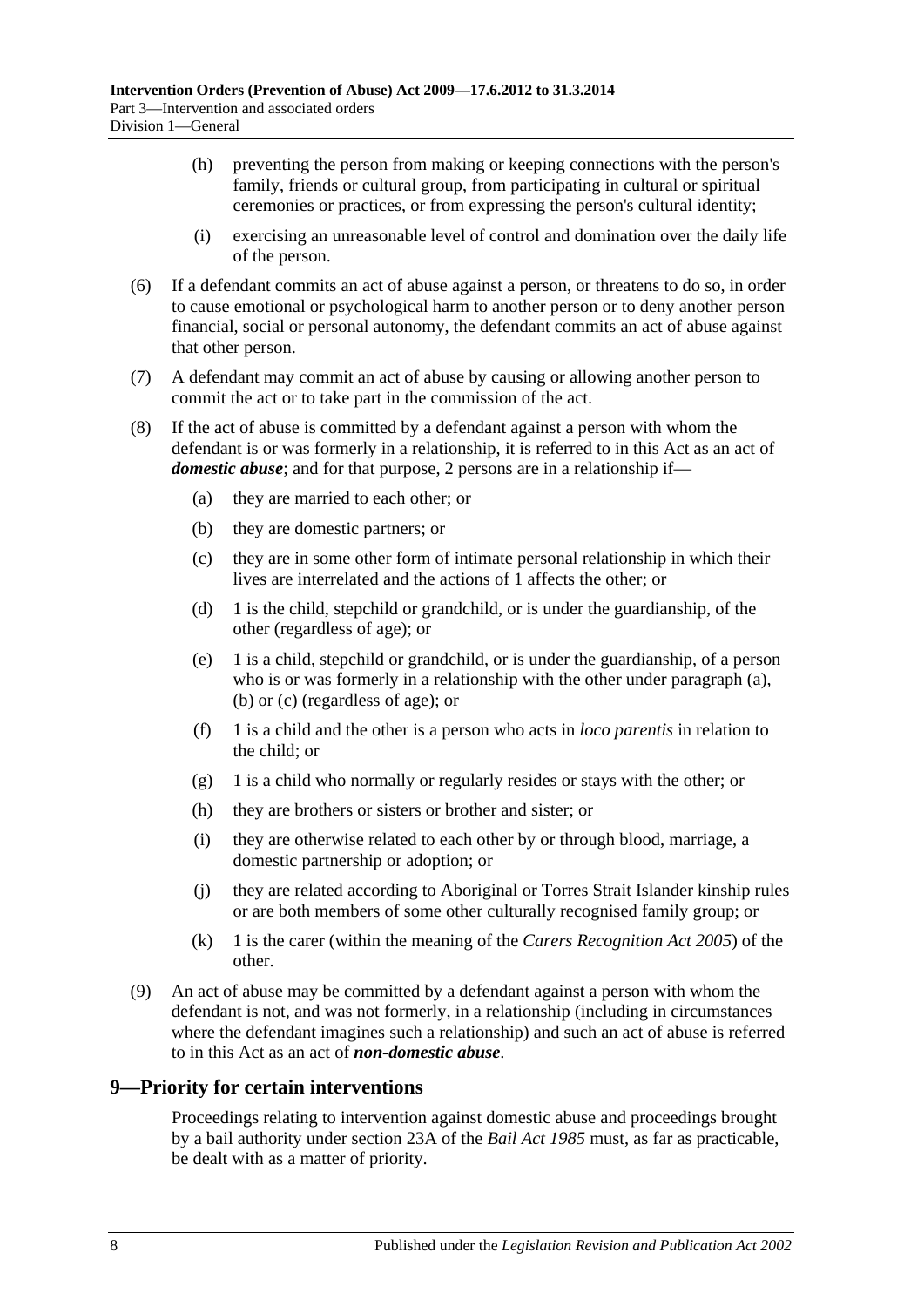(h) preventing the person from making or keeping connections with the person's family, friends or cultural group, from participating in cultural or spiritual ceremonies or practices, or from expressing the person's cultural identity;

(i) exercising an unreasonable level of control and domination over the daily life of the person.

(6) If a defendant commits an act of abuse against a person, or threatens to do so, in order to cause emotional or psychological harm to another person or to deny another person financial, social or personal autonomy, the defendant commits an act of abuse against that other person.

(7) A defendant may commit an act of abuse by causing or allowing another person to commit the act or to take part in the commission of the act.

(8) If the act of abuse is committed by a defendant against a person with whom the defendant is or was formerly in a relationship, it is referred to in this Act as an act of ***domestic abuse***; and for that purpose, 2 persons are in a relationship if—

(a) they are married to each other; or

(b) they are domestic partners; or

(c) they are in some other form of intimate personal relationship in which their lives are interrelated and the actions of 1 affects the other; or

(d) 1 is the child, stepchild or grandchild, or is under the guardianship, of the other (regardless of age); or

(e) 1 is a child, stepchild or grandchild, or is under the guardianship, of a person who is or was formerly in a relationship with the other under paragraph (a), (b) or (c) (regardless of age); or

(f) 1 is a child and the other is a person who acts in *loco parentis* in relation to the child; or

(g) 1 is a child who normally or regularly resides or stays with the other; or

(h) they are brothers or sisters or brother and sister; or

(i) they are otherwise related to each other by or through blood, marriage, a domestic partnership or adoption; or

(j) they are related according to Aboriginal or Torres Strait Islander kinship rules or are both members of some other culturally recognised family group; or

(k) 1 is the carer (within the meaning of the *Carers Recognition Act 2005*) of the other.

(9) An act of abuse may be committed by a defendant against a person with whom the defendant is not, and was not formerly, in a relationship (including in circumstances where the defendant imagines such a relationship) and such an act of abuse is referred to in this Act as an act of ***non-domestic abuse***.

## 9—Priority for certain interventions

Proceedings relating to intervention against domestic abuse and proceedings brought by a bail authority under section 23A of the *Bail Act 1985* must, as far as practicable, be dealt with as a matter of priority.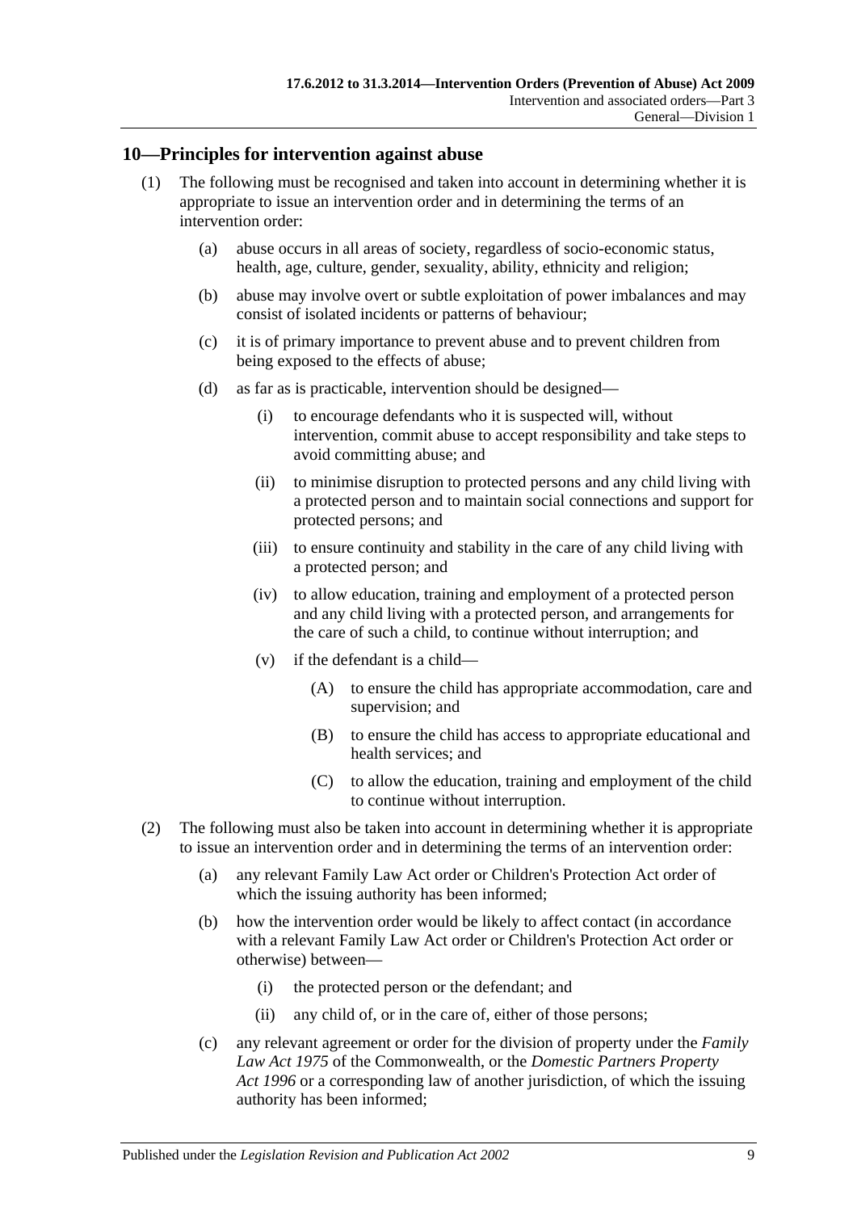## 10—Principles for intervention against abuse

(1) The following must be recognised and taken into account in determining whether it is appropriate to issue an intervention order and in determining the terms of an intervention order:

(a) abuse occurs in all areas of society, regardless of socio-economic status, health, age, culture, gender, sexuality, ability, ethnicity and religion;

(b) abuse may involve overt or subtle exploitation of power imbalances and may consist of isolated incidents or patterns of behaviour;

(c) it is of primary importance to prevent abuse and to prevent children from being exposed to the effects of abuse;

(d) as far as is practicable, intervention should be designed—

(i) to encourage defendants who it is suspected will, without intervention, commit abuse to accept responsibility and take steps to avoid committing abuse; and

(ii) to minimise disruption to protected persons and any child living with a protected person and to maintain social connections and support for protected persons; and

(iii) to ensure continuity and stability in the care of any child living with a protected person; and

(iv) to allow education, training and employment of a protected person and any child living with a protected person, and arrangements for the care of such a child, to continue without interruption; and

(v) if the defendant is a child—

(A) to ensure the child has appropriate accommodation, care and supervision; and

(B) to ensure the child has access to appropriate educational and health services; and

(C) to allow the education, training and employment of the child to continue without interruption.

(2) The following must also be taken into account in determining whether it is appropriate to issue an intervention order and in determining the terms of an intervention order:

(a) any relevant Family Law Act order or Children's Protection Act order of which the issuing authority has been informed;

(b) how the intervention order would be likely to affect contact (in accordance with a relevant Family Law Act order or Children's Protection Act order or otherwise) between—

(i) the protected person or the defendant; and

(ii) any child of, or in the care of, either of those persons;

(c) any relevant agreement or order for the division of property under the *Family Law Act 1975* of the Commonwealth, or the *Domestic Partners Property Act 1996* or a corresponding law of another jurisdiction, of which the issuing authority has been informed;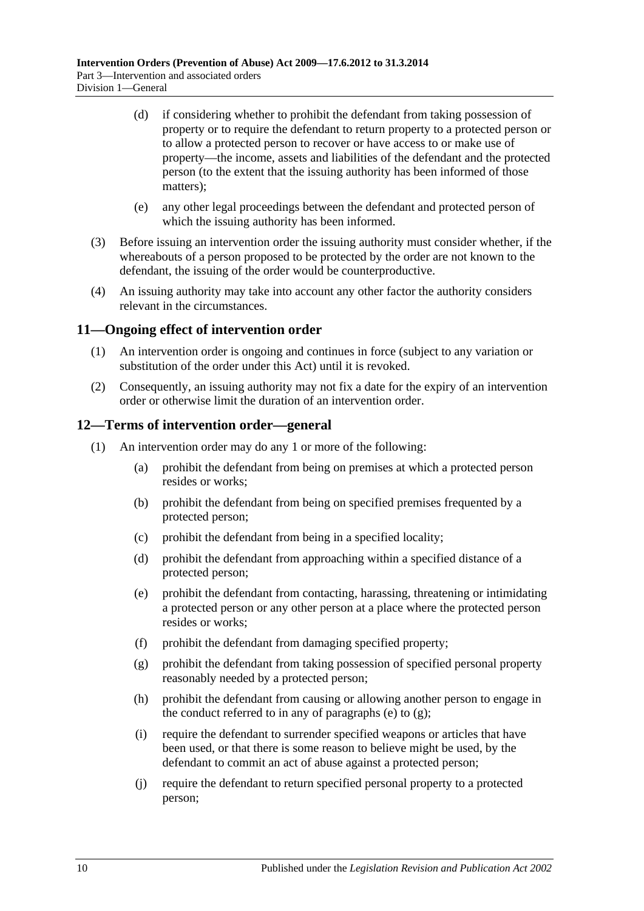(d) if considering whether to prohibit the defendant from taking possession of property or to require the defendant to return property to a protected person or to allow a protected person to recover or have access to or make use of property—the income, assets and liabilities of the defendant and the protected person (to the extent that the issuing authority has been informed of those matters);

(e) any other legal proceedings between the defendant and protected person of which the issuing authority has been informed.

(3) Before issuing an intervention order the issuing authority must consider whether, if the whereabouts of a person proposed to be protected by the order are not known to the defendant, the issuing of the order would be counterproductive.

(4) An issuing authority may take into account any other factor the authority considers relevant in the circumstances.

## 11—Ongoing effect of intervention order

(1) An intervention order is ongoing and continues in force (subject to any variation or substitution of the order under this Act) until it is revoked.

(2) Consequently, an issuing authority may not fix a date for the expiry of an intervention order or otherwise limit the duration of an intervention order.

## 12—Terms of intervention order—general

(1) An intervention order may do any 1 or more of the following:

(a) prohibit the defendant from being on premises at which a protected person resides or works;

(b) prohibit the defendant from being on specified premises frequented by a protected person;

(c) prohibit the defendant from being in a specified locality;

(d) prohibit the defendant from approaching within a specified distance of a protected person;

(e) prohibit the defendant from contacting, harassing, threatening or intimidating a protected person or any other person at a place where the protected person resides or works;

(f) prohibit the defendant from damaging specified property;

(g) prohibit the defendant from taking possession of specified personal property reasonably needed by a protected person;

(h) prohibit the defendant from causing or allowing another person to engage in the conduct referred to in any of paragraphs (e) to (g);

(i) require the defendant to surrender specified weapons or articles that have been used, or that there is some reason to believe might be used, by the defendant to commit an act of abuse against a protected person;

(j) require the defendant to return specified personal property to a protected person;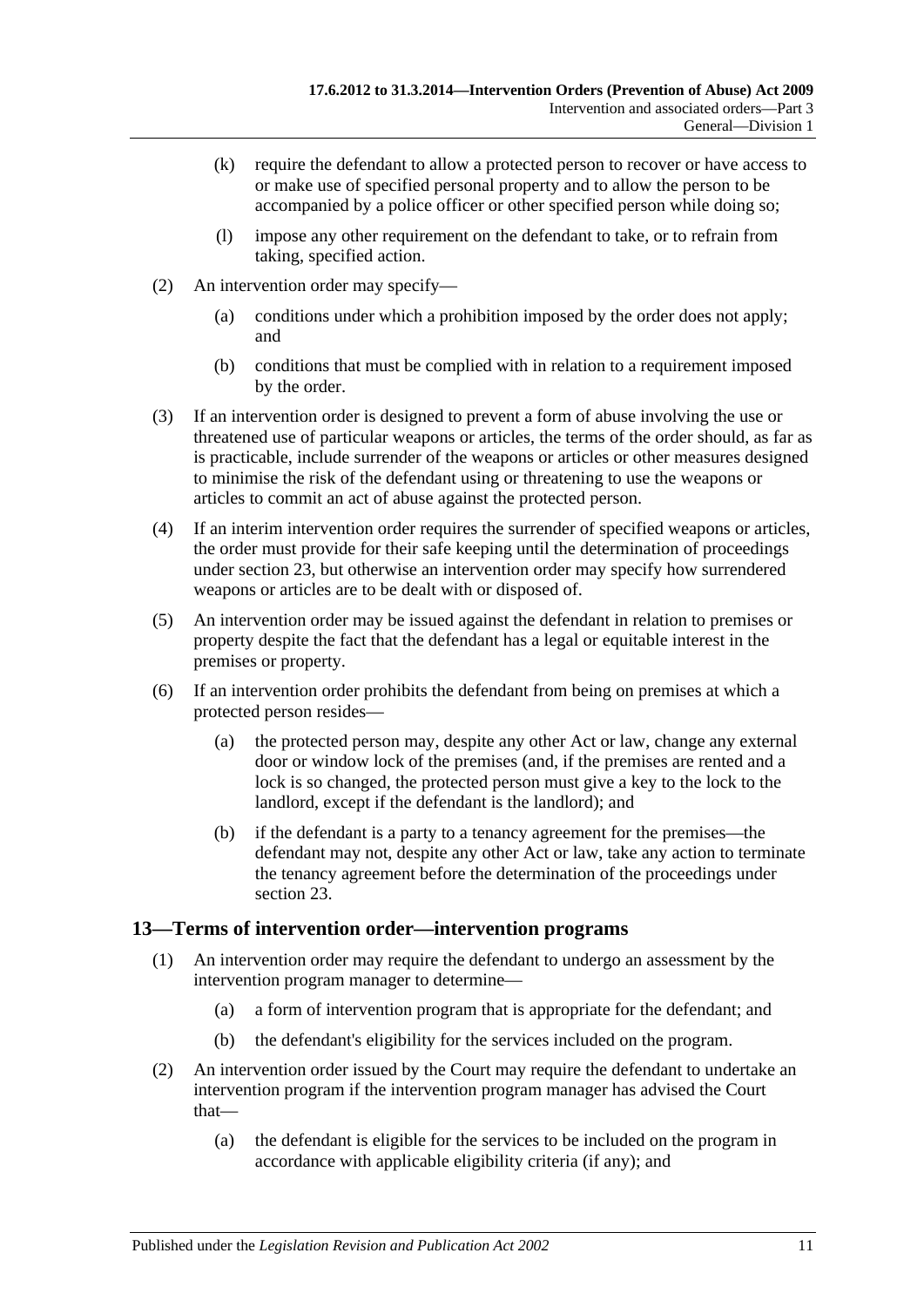(k) require the defendant to allow a protected person to recover or have access to or make use of specified personal property and to allow the person to be accompanied by a police officer or other specified person while doing so;

(l) impose any other requirement on the defendant to take, or to refrain from taking, specified action.

(2) An intervention order may specify—

(a) conditions under which a prohibition imposed by the order does not apply; and

(b) conditions that must be complied with in relation to a requirement imposed by the order.

(3) If an intervention order is designed to prevent a form of abuse involving the use or threatened use of particular weapons or articles, the terms of the order should, as far as is practicable, include surrender of the weapons or articles or other measures designed to minimise the risk of the defendant using or threatening to use the weapons or articles to commit an act of abuse against the protected person.

(4) If an interim intervention order requires the surrender of specified weapons or articles, the order must provide for their safe keeping until the determination of proceedings under section 23, but otherwise an intervention order may specify how surrendered weapons or articles are to be dealt with or disposed of.

(5) An intervention order may be issued against the defendant in relation to premises or property despite the fact that the defendant has a legal or equitable interest in the premises or property.

(6) If an intervention order prohibits the defendant from being on premises at which a protected person resides—

(a) the protected person may, despite any other Act or law, change any external door or window lock of the premises (and, if the premises are rented and a lock is so changed, the protected person must give a key to the lock to the landlord, except if the defendant is the landlord); and

(b) if the defendant is a party to a tenancy agreement for the premises—the defendant may not, despite any other Act or law, take any action to terminate the tenancy agreement before the determination of the proceedings under section 23.

## 13—Terms of intervention order—intervention programs

(1) An intervention order may require the defendant to undergo an assessment by the intervention program manager to determine—

(a) a form of intervention program that is appropriate for the defendant; and

(b) the defendant's eligibility for the services included on the program.

(2) An intervention order issued by the Court may require the defendant to undertake an intervention program if the intervention program manager has advised the Court that—

(a) the defendant is eligible for the services to be included on the program in accordance with applicable eligibility criteria (if any); and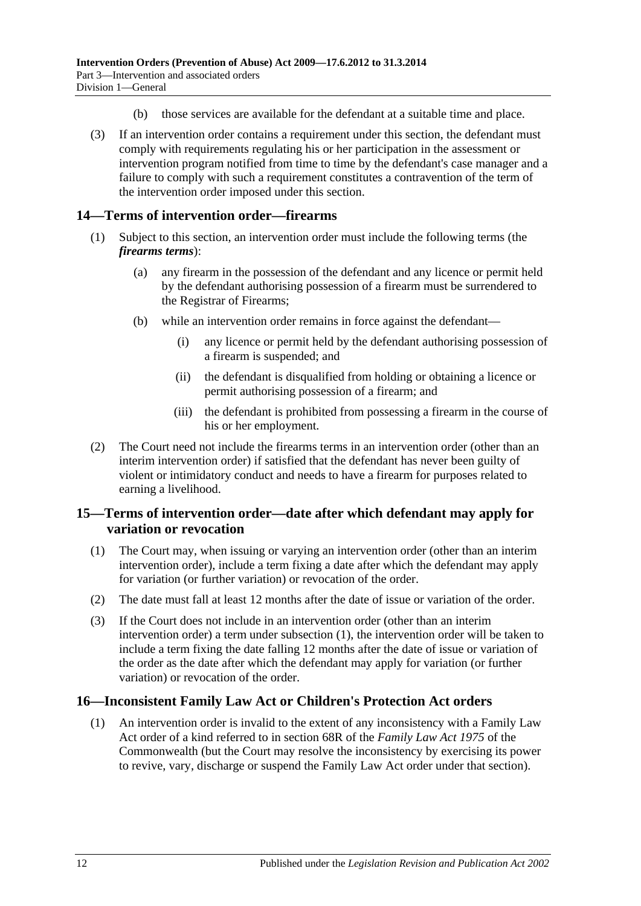(b) those services are available for the defendant at a suitable time and place.

(3) If an intervention order contains a requirement under this section, the defendant must comply with requirements regulating his or her participation in the assessment or intervention program notified from time to time by the defendant's case manager and a failure to comply with such a requirement constitutes a contravention of the term of the intervention order imposed under this section.

## 14—Terms of intervention order—firearms

(1) Subject to this section, an intervention order must include the following terms (the ***firearms terms***):

(a) any firearm in the possession of the defendant and any licence or permit held by the defendant authorising possession of a firearm must be surrendered to the Registrar of Firearms;

(b) while an intervention order remains in force against the defendant—

(i) any licence or permit held by the defendant authorising possession of a firearm is suspended; and

(ii) the defendant is disqualified from holding or obtaining a licence or permit authorising possession of a firearm; and

(iii) the defendant is prohibited from possessing a firearm in the course of his or her employment.

(2) The Court need not include the firearms terms in an intervention order (other than an interim intervention order) if satisfied that the defendant has never been guilty of violent or intimidatory conduct and needs to have a firearm for purposes related to earning a livelihood.

## 15—Terms of intervention order—date after which defendant may apply for variation or revocation

(1) The Court may, when issuing or varying an intervention order (other than an interim intervention order), include a term fixing a date after which the defendant may apply for variation (or further variation) or revocation of the order.

(2) The date must fall at least 12 months after the date of issue or variation of the order.

(3) If the Court does not include in an intervention order (other than an interim intervention order) a term under subsection (1), the intervention order will be taken to include a term fixing the date falling 12 months after the date of issue or variation of the order as the date after which the defendant may apply for variation (or further variation) or revocation of the order.

## 16—Inconsistent Family Law Act or Children's Protection Act orders

(1) An intervention order is invalid to the extent of any inconsistency with a Family Law Act order of a kind referred to in section 68R of the *Family Law Act 1975* of the Commonwealth (but the Court may resolve the inconsistency by exercising its power to revive, vary, discharge or suspend the Family Law Act order under that section).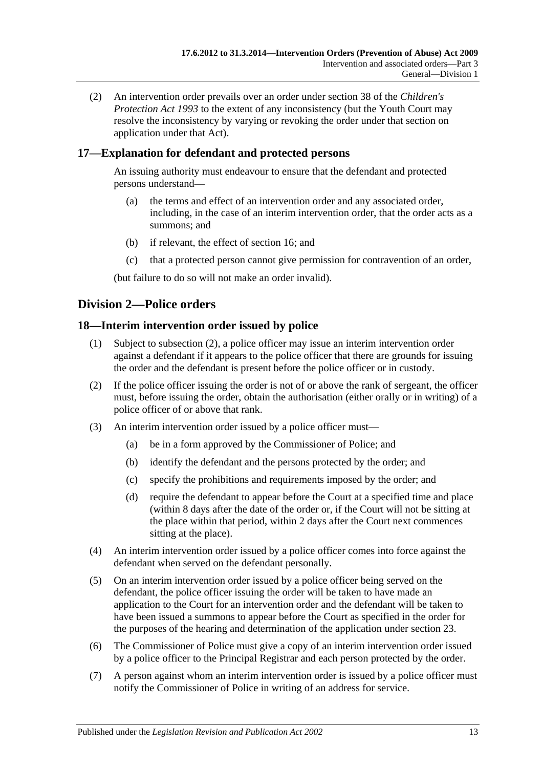(2) An intervention order prevails over an order under section 38 of the *Children's Protection Act 1993* to the extent of any inconsistency (but the Youth Court may resolve the inconsistency by varying or revoking the order under that section on application under that Act).

### 17—Explanation for defendant and protected persons

An issuing authority must endeavour to ensure that the defendant and protected persons understand—

(a) the terms and effect of an intervention order and any associated order, including, in the case of an interim intervention order, that the order acts as a summons; and

(b) if relevant, the effect of section 16; and

(c) that a protected person cannot give permission for contravention of an order,

(but failure to do so will not make an order invalid).

## Division 2—Police orders

### 18—Interim intervention order issued by police

(1) Subject to subsection (2), a police officer may issue an interim intervention order against a defendant if it appears to the police officer that there are grounds for issuing the order and the defendant is present before the police officer or in custody.

(2) If the police officer issuing the order is not of or above the rank of sergeant, the officer must, before issuing the order, obtain the authorisation (either orally or in writing) of a police officer of or above that rank.

(3) An interim intervention order issued by a police officer must—

(a) be in a form approved by the Commissioner of Police; and

(b) identify the defendant and the persons protected by the order; and

(c) specify the prohibitions and requirements imposed by the order; and

(d) require the defendant to appear before the Court at a specified time and place (within 8 days after the date of the order or, if the Court will not be sitting at the place within that period, within 2 days after the Court next commences sitting at the place).

(4) An interim intervention order issued by a police officer comes into force against the defendant when served on the defendant personally.

(5) On an interim intervention order issued by a police officer being served on the defendant, the police officer issuing the order will be taken to have made an application to the Court for an intervention order and the defendant will be taken to have been issued a summons to appear before the Court as specified in the order for the purposes of the hearing and determination of the application under section 23.

(6) The Commissioner of Police must give a copy of an interim intervention order issued by a police officer to the Principal Registrar and each person protected by the order.

(7) A person against whom an interim intervention order is issued by a police officer must notify the Commissioner of Police in writing of an address for service.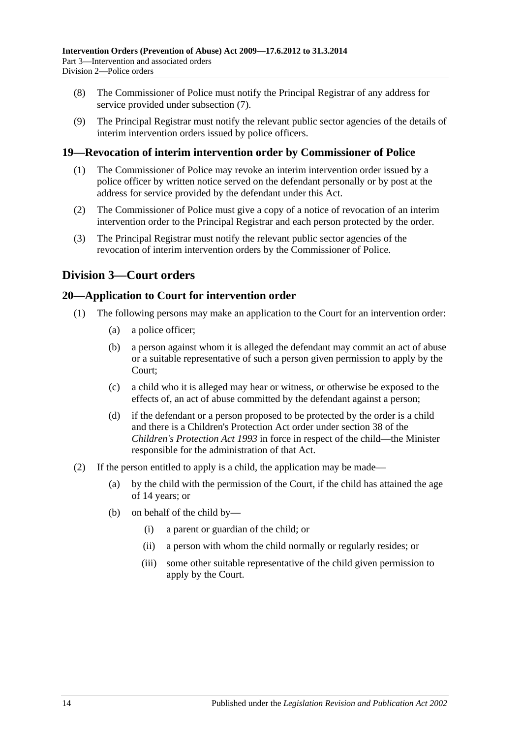(8) The Commissioner of Police must notify the Principal Registrar of any address for service provided under subsection (7).

(9) The Principal Registrar must notify the relevant public sector agencies of the details of interim intervention orders issued by police officers.

## 19—Revocation of interim intervention order by Commissioner of Police

(1) The Commissioner of Police may revoke an interim intervention order issued by a police officer by written notice served on the defendant personally or by post at the address for service provided by the defendant under this Act.

(2) The Commissioner of Police must give a copy of a notice of revocation of an interim intervention order to the Principal Registrar and each person protected by the order.

(3) The Principal Registrar must notify the relevant public sector agencies of the revocation of interim intervention orders by the Commissioner of Police.

# Division 3—Court orders

## 20—Application to Court for intervention order

(1) The following persons may make an application to the Court for an intervention order:

- (a) a police officer;
- (b) a person against whom it is alleged the defendant may commit an act of abuse or a suitable representative of such a person given permission to apply by the Court;
- (c) a child who it is alleged may hear or witness, or otherwise be exposed to the effects of, an act of abuse committed by the defendant against a person;
- (d) if the defendant or a person proposed to be protected by the order is a child and there is a Children's Protection Act order under section 38 of the *Children's Protection Act 1993* in force in respect of the child—the Minister responsible for the administration of that Act.

(2) If the person entitled to apply is a child, the application may be made—

- (a) by the child with the permission of the Court, if the child has attained the age of 14 years; or
- (b) on behalf of the child by—
  - (i) a parent or guardian of the child; or
  - (ii) a person with whom the child normally or regularly resides; or
  - (iii) some other suitable representative of the child given permission to apply by the Court.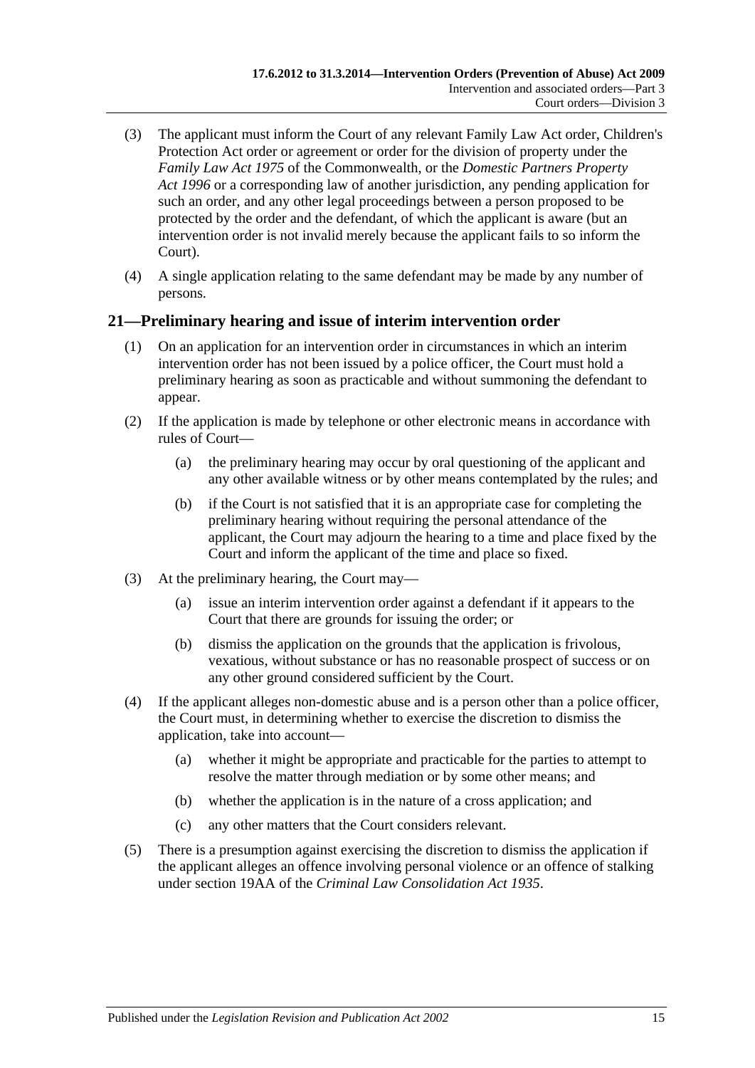(3) The applicant must inform the Court of any relevant Family Law Act order, Children's Protection Act order or agreement or order for the division of property under the *Family Law Act 1975* of the Commonwealth, or the *Domestic Partners Property Act 1996* or a corresponding law of another jurisdiction, any pending application for such an order, and any other legal proceedings between a person proposed to be protected by the order and the defendant, of which the applicant is aware (but an intervention order is not invalid merely because the applicant fails to so inform the Court).

(4) A single application relating to the same defendant may be made by any number of persons.

## 21—Preliminary hearing and issue of interim intervention order

(1) On an application for an intervention order in circumstances in which an interim intervention order has not been issued by a police officer, the Court must hold a preliminary hearing as soon as practicable and without summoning the defendant to appear.

(2) If the application is made by telephone or other electronic means in accordance with rules of Court—

(a) the preliminary hearing may occur by oral questioning of the applicant and any other available witness or by other means contemplated by the rules; and

(b) if the Court is not satisfied that it is an appropriate case for completing the preliminary hearing without requiring the personal attendance of the applicant, the Court may adjourn the hearing to a time and place fixed by the Court and inform the applicant of the time and place so fixed.

(3) At the preliminary hearing, the Court may—

(a) issue an interim intervention order against a defendant if it appears to the Court that there are grounds for issuing the order; or

(b) dismiss the application on the grounds that the application is frivolous, vexatious, without substance or has no reasonable prospect of success or on any other ground considered sufficient by the Court.

(4) If the applicant alleges non-domestic abuse and is a person other than a police officer, the Court must, in determining whether to exercise the discretion to dismiss the application, take into account—

(a) whether it might be appropriate and practicable for the parties to attempt to resolve the matter through mediation or by some other means; and

(b) whether the application is in the nature of a cross application; and

(c) any other matters that the Court considers relevant.

(5) There is a presumption against exercising the discretion to dismiss the application if the applicant alleges an offence involving personal violence or an offence of stalking under section 19AA of the *Criminal Law Consolidation Act 1935*.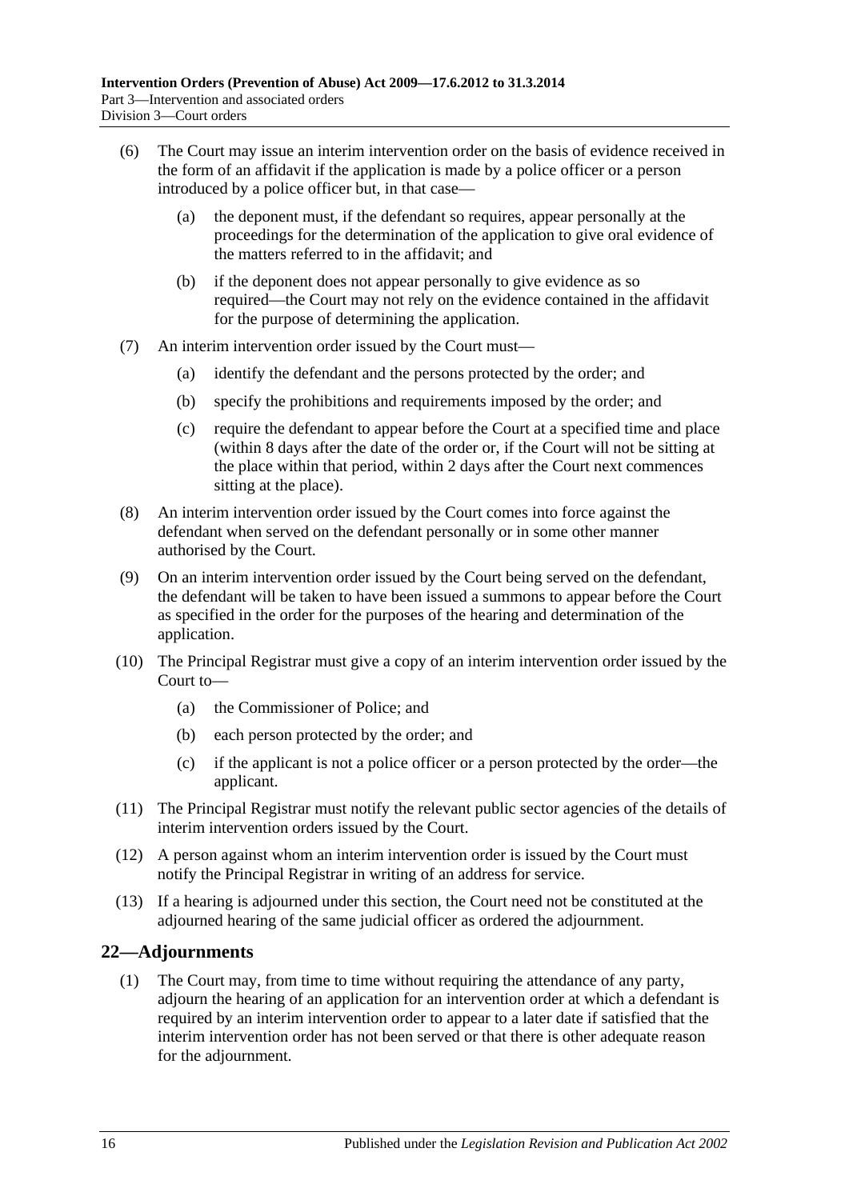(6) The Court may issue an interim intervention order on the basis of evidence received in the form of an affidavit if the application is made by a police officer or a person introduced by a police officer but, in that case—

(a) the deponent must, if the defendant so requires, appear personally at the proceedings for the determination of the application to give oral evidence of the matters referred to in the affidavit; and

(b) if the deponent does not appear personally to give evidence as so required—the Court may not rely on the evidence contained in the affidavit for the purpose of determining the application.

(7) An interim intervention order issued by the Court must—

(a) identify the defendant and the persons protected by the order; and

(b) specify the prohibitions and requirements imposed by the order; and

(c) require the defendant to appear before the Court at a specified time and place (within 8 days after the date of the order or, if the Court will not be sitting at the place within that period, within 2 days after the Court next commences sitting at the place).

(8) An interim intervention order issued by the Court comes into force against the defendant when served on the defendant personally or in some other manner authorised by the Court.

(9) On an interim intervention order issued by the Court being served on the defendant, the defendant will be taken to have been issued a summons to appear before the Court as specified in the order for the purposes of the hearing and determination of the application.

(10) The Principal Registrar must give a copy of an interim intervention order issued by the Court to—

(a) the Commissioner of Police; and

(b) each person protected by the order; and

(c) if the applicant is not a police officer or a person protected by the order—the applicant.

(11) The Principal Registrar must notify the relevant public sector agencies of the details of interim intervention orders issued by the Court.

(12) A person against whom an interim intervention order is issued by the Court must notify the Principal Registrar in writing of an address for service.

(13) If a hearing is adjourned under this section, the Court need not be constituted at the adjourned hearing of the same judicial officer as ordered the adjournment.

## 22—Adjournments

(1) The Court may, from time to time without requiring the attendance of any party, adjourn the hearing of an application for an intervention order at which a defendant is required by an interim intervention order to appear to a later date if satisfied that the interim intervention order has not been served or that there is other adequate reason for the adjournment.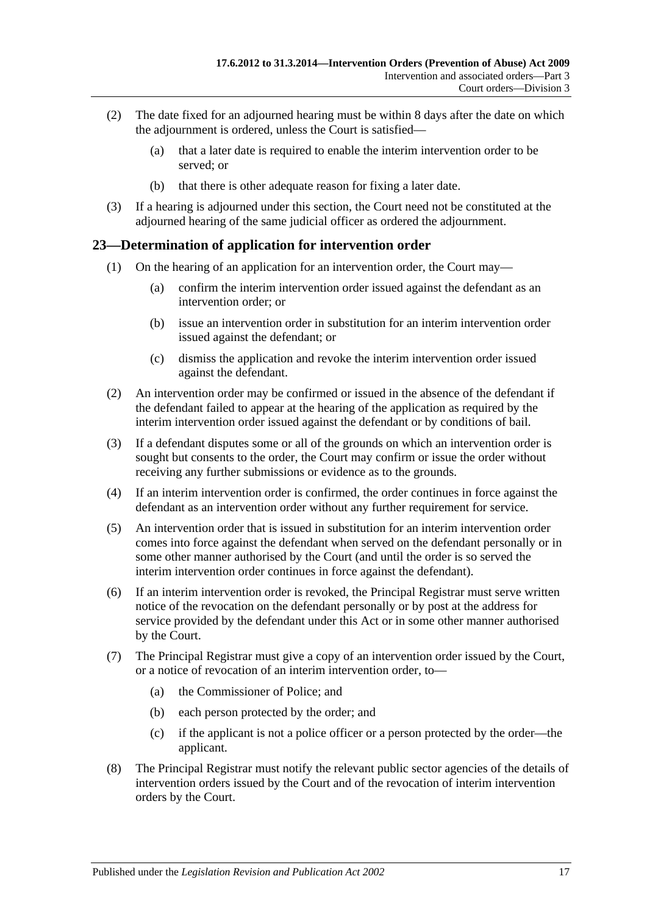(2) The date fixed for an adjourned hearing must be within 8 days after the date on which the adjournment is ordered, unless the Court is satisfied—

(a) that a later date is required to enable the interim intervention order to be served; or

(b) that there is other adequate reason for fixing a later date.

(3) If a hearing is adjourned under this section, the Court need not be constituted at the adjourned hearing of the same judicial officer as ordered the adjournment.

## 23—Determination of application for intervention order

(1) On the hearing of an application for an intervention order, the Court may—

(a) confirm the interim intervention order issued against the defendant as an intervention order; or

(b) issue an intervention order in substitution for an interim intervention order issued against the defendant; or

(c) dismiss the application and revoke the interim intervention order issued against the defendant.

(2) An intervention order may be confirmed or issued in the absence of the defendant if the defendant failed to appear at the hearing of the application as required by the interim intervention order issued against the defendant or by conditions of bail.

(3) If a defendant disputes some or all of the grounds on which an intervention order is sought but consents to the order, the Court may confirm or issue the order without receiving any further submissions or evidence as to the grounds.

(4) If an interim intervention order is confirmed, the order continues in force against the defendant as an intervention order without any further requirement for service.

(5) An intervention order that is issued in substitution for an interim intervention order comes into force against the defendant when served on the defendant personally or in some other manner authorised by the Court (and until the order is so served the interim intervention order continues in force against the defendant).

(6) If an interim intervention order is revoked, the Principal Registrar must serve written notice of the revocation on the defendant personally or by post at the address for service provided by the defendant under this Act or in some other manner authorised by the Court.

(7) The Principal Registrar must give a copy of an intervention order issued by the Court, or a notice of revocation of an interim intervention order, to—

(a) the Commissioner of Police; and

(b) each person protected by the order; and

(c) if the applicant is not a police officer or a person protected by the order—the applicant.

(8) The Principal Registrar must notify the relevant public sector agencies of the details of intervention orders issued by the Court and of the revocation of interim intervention orders by the Court.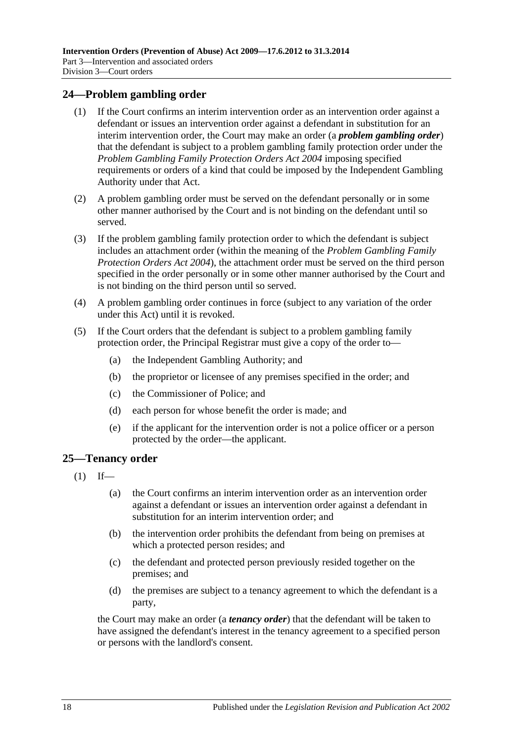## 24—Problem gambling order

(1) If the Court confirms an interim intervention order as an intervention order against a defendant or issues an intervention order against a defendant in substitution for an interim intervention order, the Court may make an order (a ***problem gambling order***) that the defendant is subject to a problem gambling family protection order under the *Problem Gambling Family Protection Orders Act 2004* imposing specified requirements or orders of a kind that could be imposed by the Independent Gambling Authority under that Act.

(2) A problem gambling order must be served on the defendant personally or in some other manner authorised by the Court and is not binding on the defendant until so served.

(3) If the problem gambling family protection order to which the defendant is subject includes an attachment order (within the meaning of the *Problem Gambling Family Protection Orders Act 2004*), the attachment order must be served on the third person specified in the order personally or in some other manner authorised by the Court and is not binding on the third person until so served.

(4) A problem gambling order continues in force (subject to any variation of the order under this Act) until it is revoked.

(5) If the Court orders that the defendant is subject to a problem gambling family protection order, the Principal Registrar must give a copy of the order to—

(a) the Independent Gambling Authority; and

(b) the proprietor or licensee of any premises specified in the order; and

(c) the Commissioner of Police; and

(d) each person for whose benefit the order is made; and

(e) if the applicant for the intervention order is not a police officer or a person protected by the order—the applicant.

## 25—Tenancy order

(1) If—

(a) the Court confirms an interim intervention order as an intervention order against a defendant or issues an intervention order against a defendant in substitution for an interim intervention order; and

(b) the intervention order prohibits the defendant from being on premises at which a protected person resides; and

(c) the defendant and protected person previously resided together on the premises; and

(d) the premises are subject to a tenancy agreement to which the defendant is a party,

the Court may make an order (a ***tenancy order***) that the defendant will be taken to have assigned the defendant's interest in the tenancy agreement to a specified person or persons with the landlord's consent.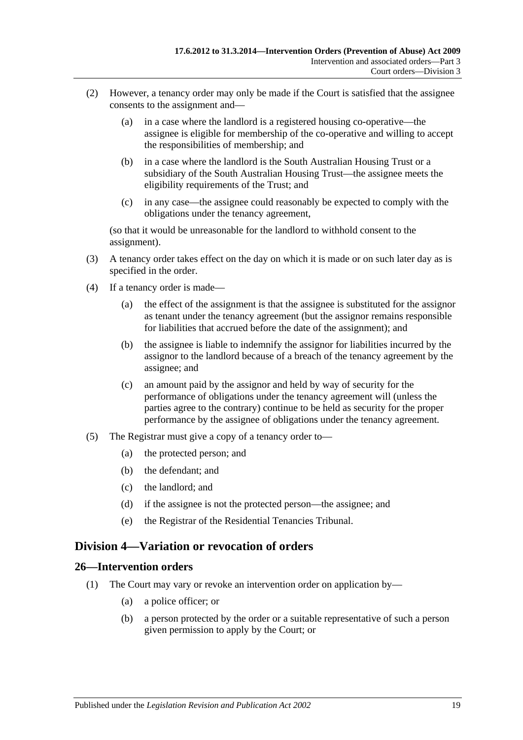(2) However, a tenancy order may only be made if the Court is satisfied that the assignee consents to the assignment and—

(a) in a case where the landlord is a registered housing co-operative—the assignee is eligible for membership of the co-operative and willing to accept the responsibilities of membership; and

(b) in a case where the landlord is the South Australian Housing Trust or a subsidiary of the South Australian Housing Trust—the assignee meets the eligibility requirements of the Trust; and

(c) in any case—the assignee could reasonably be expected to comply with the obligations under the tenancy agreement,

(so that it would be unreasonable for the landlord to withhold consent to the assignment).

(3) A tenancy order takes effect on the day on which it is made or on such later day as is specified in the order.

(4) If a tenancy order is made—

(a) the effect of the assignment is that the assignee is substituted for the assignor as tenant under the tenancy agreement (but the assignor remains responsible for liabilities that accrued before the date of the assignment); and

(b) the assignee is liable to indemnify the assignor for liabilities incurred by the assignor to the landlord because of a breach of the tenancy agreement by the assignee; and

(c) an amount paid by the assignor and held by way of security for the performance of obligations under the tenancy agreement will (unless the parties agree to the contrary) continue to be held as security for the proper performance by the assignee of obligations under the tenancy agreement.

(5) The Registrar must give a copy of a tenancy order to—

(a) the protected person; and

(b) the defendant; and

(c) the landlord; and

(d) if the assignee is not the protected person—the assignee; and

(e) the Registrar of the Residential Tenancies Tribunal.

## Division 4—Variation or revocation of orders

### 26—Intervention orders

(1) The Court may vary or revoke an intervention order on application by—

(a) a police officer; or

(b) a person protected by the order or a suitable representative of such a person given permission to apply by the Court; or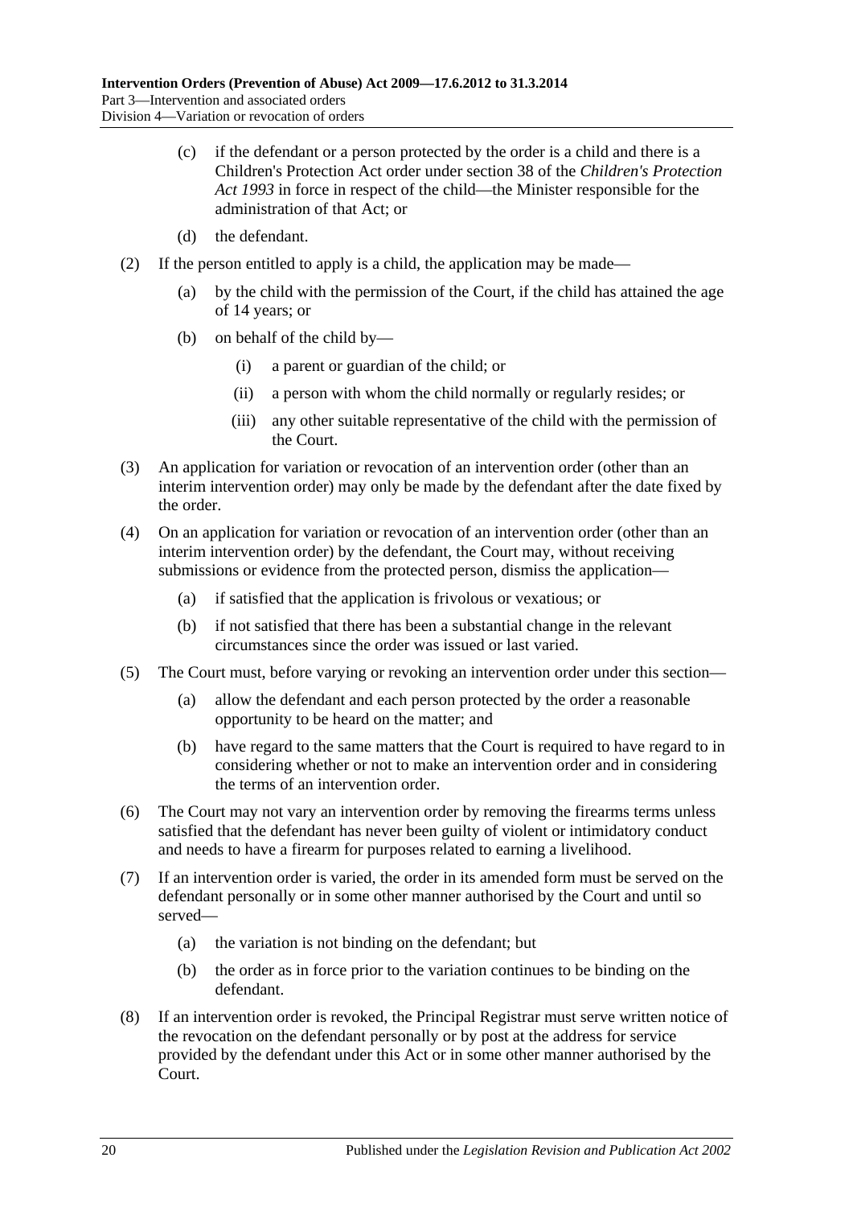(c) if the defendant or a person protected by the order is a child and there is a Children's Protection Act order under section 38 of the *Children's Protection Act 1993* in force in respect of the child—the Minister responsible for the administration of that Act; or

(d) the defendant.

(2) If the person entitled to apply is a child, the application may be made—

(a) by the child with the permission of the Court, if the child has attained the age of 14 years; or

(b) on behalf of the child by—

(i) a parent or guardian of the child; or

(ii) a person with whom the child normally or regularly resides; or

(iii) any other suitable representative of the child with the permission of the Court.

(3) An application for variation or revocation of an intervention order (other than an interim intervention order) may only be made by the defendant after the date fixed by the order.

(4) On an application for variation or revocation of an intervention order (other than an interim intervention order) by the defendant, the Court may, without receiving submissions or evidence from the protected person, dismiss the application—

(a) if satisfied that the application is frivolous or vexatious; or

(b) if not satisfied that there has been a substantial change in the relevant circumstances since the order was issued or last varied.

(5) The Court must, before varying or revoking an intervention order under this section—

(a) allow the defendant and each person protected by the order a reasonable opportunity to be heard on the matter; and

(b) have regard to the same matters that the Court is required to have regard to in considering whether or not to make an intervention order and in considering the terms of an intervention order.

(6) The Court may not vary an intervention order by removing the firearms terms unless satisfied that the defendant has never been guilty of violent or intimidatory conduct and needs to have a firearm for purposes related to earning a livelihood.

(7) If an intervention order is varied, the order in its amended form must be served on the defendant personally or in some other manner authorised by the Court and until so served—

(a) the variation is not binding on the defendant; but

(b) the order as in force prior to the variation continues to be binding on the defendant.

(8) If an intervention order is revoked, the Principal Registrar must serve written notice of the revocation on the defendant personally or by post at the address for service provided by the defendant under this Act or in some other manner authorised by the Court.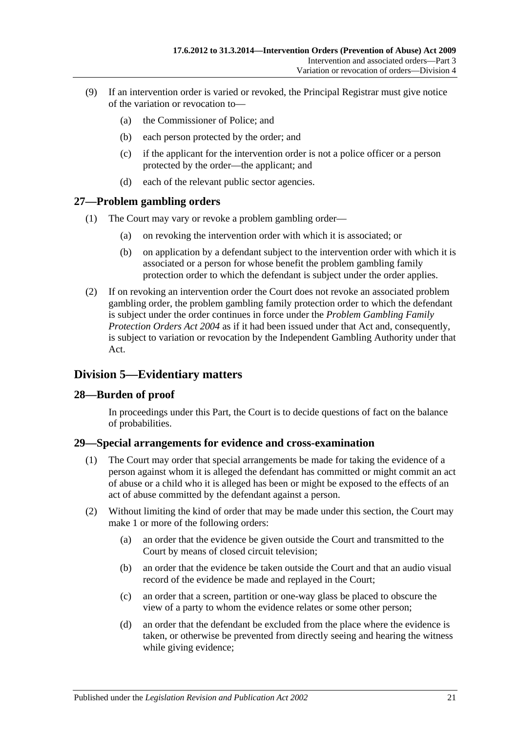(9) If an intervention order is varied or revoked, the Principal Registrar must give notice of the variation or revocation to—

(a) the Commissioner of Police; and

(b) each person protected by the order; and

(c) if the applicant for the intervention order is not a police officer or a person protected by the order—the applicant; and

(d) each of the relevant public sector agencies.

### 27—Problem gambling orders

(1) The Court may vary or revoke a problem gambling order—

(a) on revoking the intervention order with which it is associated; or

(b) on application by a defendant subject to the intervention order with which it is associated or a person for whose benefit the problem gambling family protection order to which the defendant is subject under the order applies.

(2) If on revoking an intervention order the Court does not revoke an associated problem gambling order, the problem gambling family protection order to which the defendant is subject under the order continues in force under the *Problem Gambling Family Protection Orders Act 2004* as if it had been issued under that Act and, consequently, is subject to variation or revocation by the Independent Gambling Authority under that Act.

## Division 5—Evidentiary matters

### 28—Burden of proof

In proceedings under this Part, the Court is to decide questions of fact on the balance of probabilities.

### 29—Special arrangements for evidence and cross-examination

(1) The Court may order that special arrangements be made for taking the evidence of a person against whom it is alleged the defendant has committed or might commit an act of abuse or a child who it is alleged has been or might be exposed to the effects of an act of abuse committed by the defendant against a person.

(2) Without limiting the kind of order that may be made under this section, the Court may make 1 or more of the following orders:

(a) an order that the evidence be given outside the Court and transmitted to the Court by means of closed circuit television;

(b) an order that the evidence be taken outside the Court and that an audio visual record of the evidence be made and replayed in the Court;

(c) an order that a screen, partition or one-way glass be placed to obscure the view of a party to whom the evidence relates or some other person;

(d) an order that the defendant be excluded from the place where the evidence is taken, or otherwise be prevented from directly seeing and hearing the witness while giving evidence;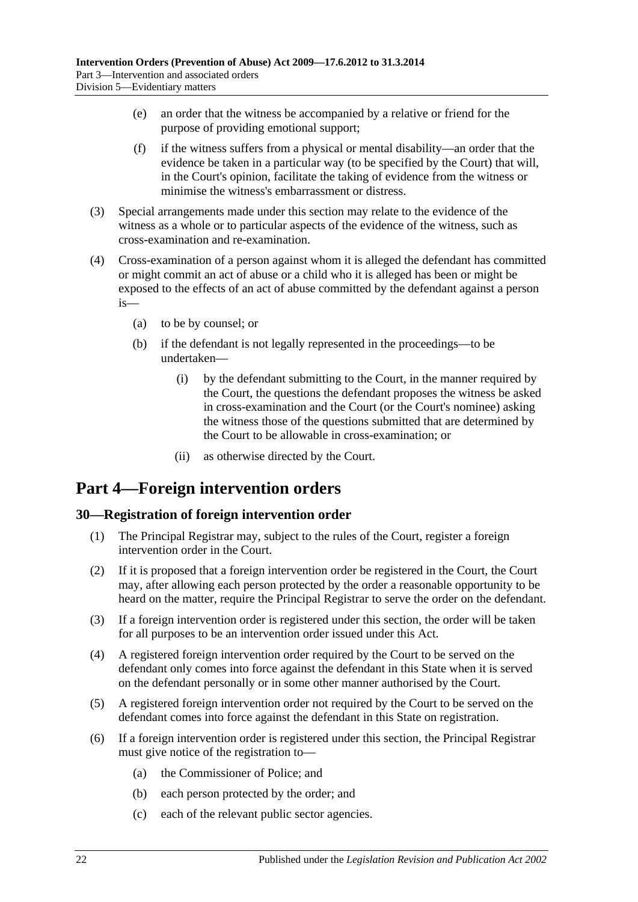(e) an order that the witness be accompanied by a relative or friend for the purpose of providing emotional support;

(f) if the witness suffers from a physical or mental disability—an order that the evidence be taken in a particular way (to be specified by the Court) that will, in the Court's opinion, facilitate the taking of evidence from the witness or minimise the witness's embarrassment or distress.

(3) Special arrangements made under this section may relate to the evidence of the witness as a whole or to particular aspects of the evidence of the witness, such as cross-examination and re-examination.

(4) Cross-examination of a person against whom it is alleged the defendant has committed or might commit an act of abuse or a child who it is alleged has been or might be exposed to the effects of an act of abuse committed by the defendant against a person is—

(a) to be by counsel; or

(b) if the defendant is not legally represented in the proceedings—to be undertaken—

(i) by the defendant submitting to the Court, in the manner required by the Court, the questions the defendant proposes the witness be asked in cross-examination and the Court (or the Court's nominee) asking the witness those of the questions submitted that are determined by the Court to be allowable in cross-examination; or

(ii) as otherwise directed by the Court.

# Part 4—Foreign intervention orders

## 30—Registration of foreign intervention order

(1) The Principal Registrar may, subject to the rules of the Court, register a foreign intervention order in the Court.

(2) If it is proposed that a foreign intervention order be registered in the Court, the Court may, after allowing each person protected by the order a reasonable opportunity to be heard on the matter, require the Principal Registrar to serve the order on the defendant.

(3) If a foreign intervention order is registered under this section, the order will be taken for all purposes to be an intervention order issued under this Act.

(4) A registered foreign intervention order required by the Court to be served on the defendant only comes into force against the defendant in this State when it is served on the defendant personally or in some other manner authorised by the Court.

(5) A registered foreign intervention order not required by the Court to be served on the defendant comes into force against the defendant in this State on registration.

(6) If a foreign intervention order is registered under this section, the Principal Registrar must give notice of the registration to—

(a) the Commissioner of Police; and

(b) each person protected by the order; and

(c) each of the relevant public sector agencies.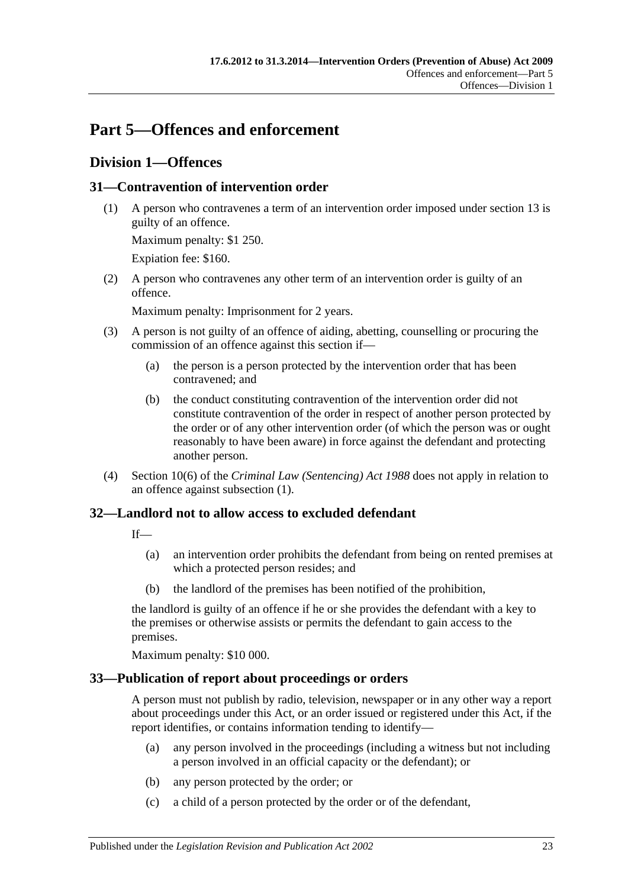# Part 5—Offences and enforcement

## Division 1—Offences

### 31—Contravention of intervention order

(1) A person who contravenes a term of an intervention order imposed under section 13 is guilty of an offence.

Maximum penalty: $1 250.

Expiation fee: $160.

(2) A person who contravenes any other term of an intervention order is guilty of an offence.

Maximum penalty: Imprisonment for 2 years.

(3) A person is not guilty of an offence of aiding, abetting, counselling or procuring the commission of an offence against this section if—

(a) the person is a person protected by the intervention order that has been contravened; and

(b) the conduct constituting contravention of the intervention order did not constitute contravention of the order in respect of another person protected by the order or of any other intervention order (of which the person was or ought reasonably to have been aware) in force against the defendant and protecting another person.

(4) Section 10(6) of the *Criminal Law (Sentencing) Act 1988* does not apply in relation to an offence against subsection (1).

### 32—Landlord not to allow access to excluded defendant

If—

(a) an intervention order prohibits the defendant from being on rented premises at which a protected person resides; and

(b) the landlord of the premises has been notified of the prohibition,

the landlord is guilty of an offence if he or she provides the defendant with a key to the premises or otherwise assists or permits the defendant to gain access to the premises.

Maximum penalty: $10 000.

### 33—Publication of report about proceedings or orders

A person must not publish by radio, television, newspaper or in any other way a report about proceedings under this Act, or an order issued or registered under this Act, if the report identifies, or contains information tending to identify—

(a) any person involved in the proceedings (including a witness but not including a person involved in an official capacity or the defendant); or

(b) any person protected by the order; or

(c) a child of a person protected by the order or of the defendant,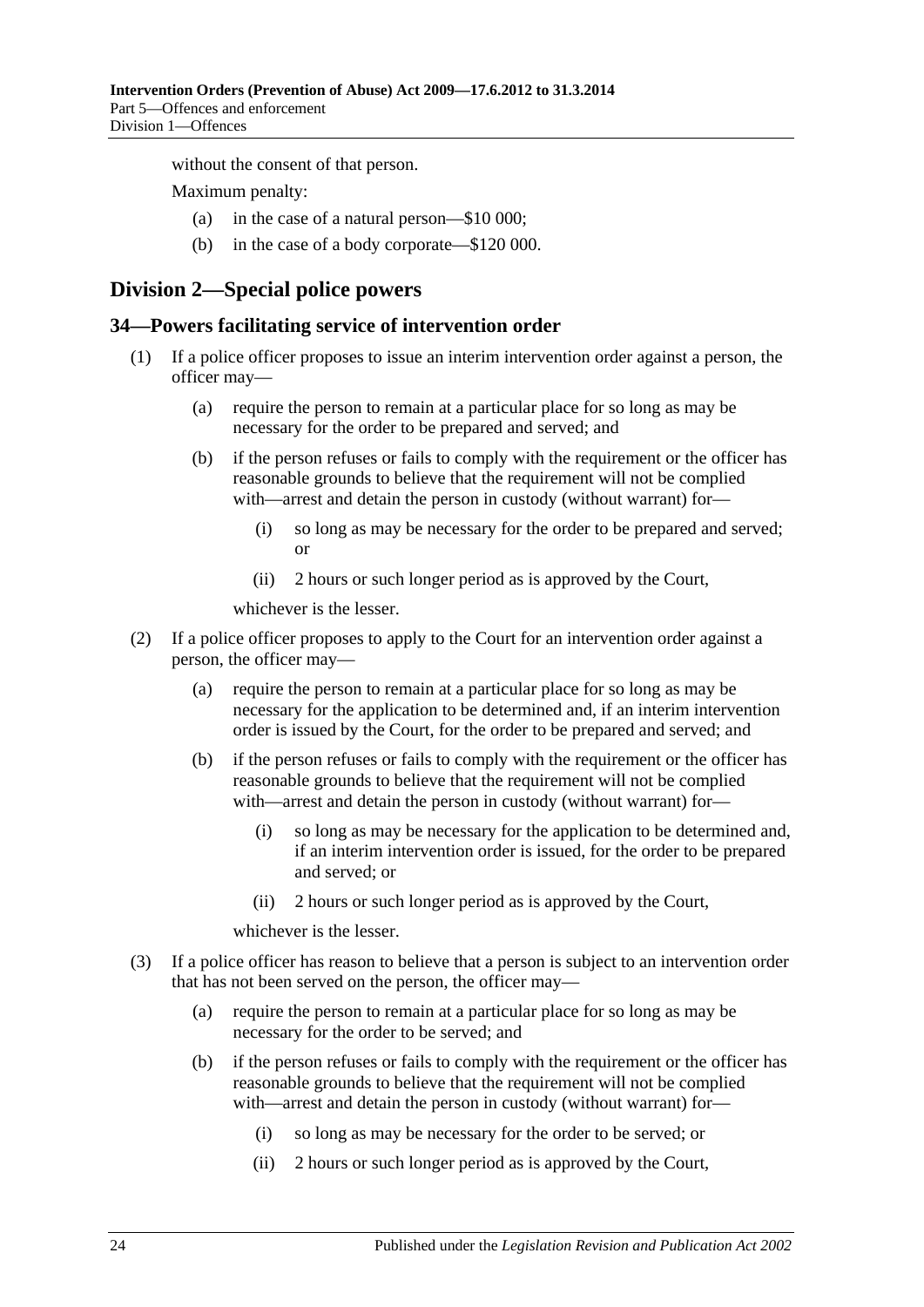without the consent of that person.

Maximum penalty:

(a) in the case of a natural person—$10 000;

(b) in the case of a body corporate—$120 000.

## Division 2—Special police powers

### 34—Powers facilitating service of intervention order

(1) If a police officer proposes to issue an interim intervention order against a person, the officer may—

(a) require the person to remain at a particular place for so long as may be necessary for the order to be prepared and served; and

(b) if the person refuses or fails to comply with the requirement or the officer has reasonable grounds to believe that the requirement will not be complied with—arrest and detain the person in custody (without warrant) for—

(i) so long as may be necessary for the order to be prepared and served; or

(ii) 2 hours or such longer period as is approved by the Court,

whichever is the lesser.

(2) If a police officer proposes to apply to the Court for an intervention order against a person, the officer may—

(a) require the person to remain at a particular place for so long as may be necessary for the application to be determined and, if an interim intervention order is issued by the Court, for the order to be prepared and served; and

(b) if the person refuses or fails to comply with the requirement or the officer has reasonable grounds to believe that the requirement will not be complied with—arrest and detain the person in custody (without warrant) for—

(i) so long as may be necessary for the application to be determined and, if an interim intervention order is issued, for the order to be prepared and served; or

(ii) 2 hours or such longer period as is approved by the Court,

whichever is the lesser.

(3) If a police officer has reason to believe that a person is subject to an intervention order that has not been served on the person, the officer may—

(a) require the person to remain at a particular place for so long as may be necessary for the order to be served; and

(b) if the person refuses or fails to comply with the requirement or the officer has reasonable grounds to believe that the requirement will not be complied with—arrest and detain the person in custody (without warrant) for—

(i) so long as may be necessary for the order to be served; or

(ii) 2 hours or such longer period as is approved by the Court,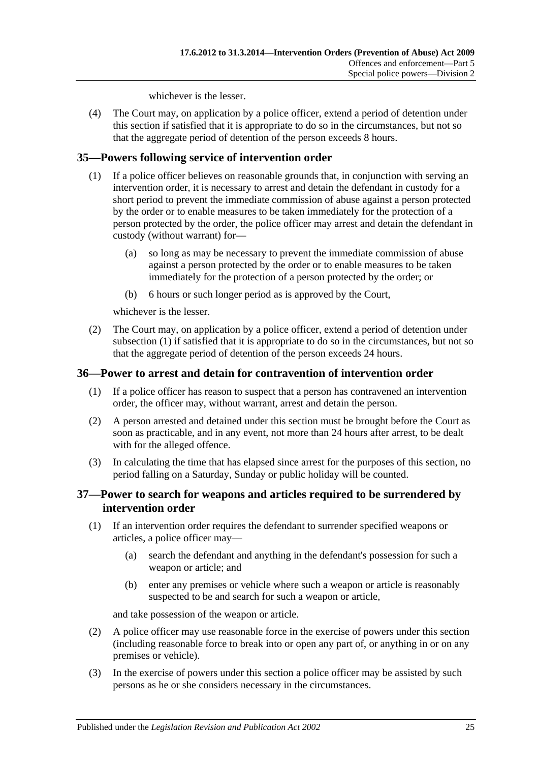whichever is the lesser.

(4) The Court may, on application by a police officer, extend a period of detention under this section if satisfied that it is appropriate to do so in the circumstances, but not so that the aggregate period of detention of the person exceeds 8 hours.

## 35—Powers following service of intervention order

(1) If a police officer believes on reasonable grounds that, in conjunction with serving an intervention order, it is necessary to arrest and detain the defendant in custody for a short period to prevent the immediate commission of abuse against a person protected by the order or to enable measures to be taken immediately for the protection of a person protected by the order, the police officer may arrest and detain the defendant in custody (without warrant) for—

(a) so long as may be necessary to prevent the immediate commission of abuse against a person protected by the order or to enable measures to be taken immediately for the protection of a person protected by the order; or

(b) 6 hours or such longer period as is approved by the Court,

whichever is the lesser.

(2) The Court may, on application by a police officer, extend a period of detention under subsection (1) if satisfied that it is appropriate to do so in the circumstances, but not so that the aggregate period of detention of the person exceeds 24 hours.

## 36—Power to arrest and detain for contravention of intervention order

(1) If a police officer has reason to suspect that a person has contravened an intervention order, the officer may, without warrant, arrest and detain the person.

(2) A person arrested and detained under this section must be brought before the Court as soon as practicable, and in any event, not more than 24 hours after arrest, to be dealt with for the alleged offence.

(3) In calculating the time that has elapsed since arrest for the purposes of this section, no period falling on a Saturday, Sunday or public holiday will be counted.

## 37—Power to search for weapons and articles required to be surrendered by intervention order

(1) If an intervention order requires the defendant to surrender specified weapons or articles, a police officer may—

(a) search the defendant and anything in the defendant's possession for such a weapon or article; and

(b) enter any premises or vehicle where such a weapon or article is reasonably suspected to be and search for such a weapon or article,

and take possession of the weapon or article.

(2) A police officer may use reasonable force in the exercise of powers under this section (including reasonable force to break into or open any part of, or anything in or on any premises or vehicle).

(3) In the exercise of powers under this section a police officer may be assisted by such persons as he or she considers necessary in the circumstances.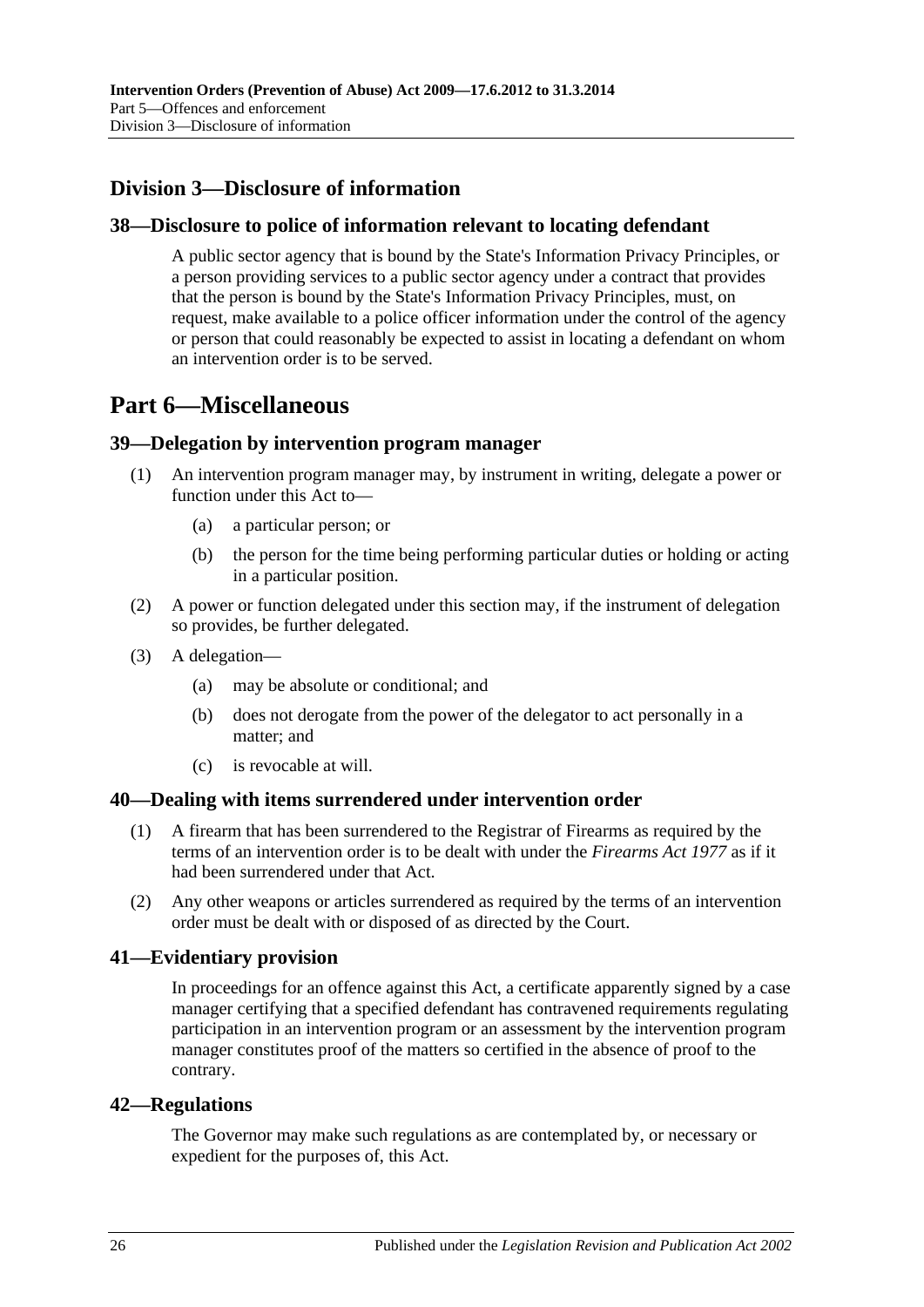## Division 3—Disclosure of information

### 38—Disclosure to police of information relevant to locating defendant

A public sector agency that is bound by the State's Information Privacy Principles, or a person providing services to a public sector agency under a contract that provides that the person is bound by the State's Information Privacy Principles, must, on request, make available to a police officer information under the control of the agency or person that could reasonably be expected to assist in locating a defendant on whom an intervention order is to be served.

# Part 6—Miscellaneous

### 39—Delegation by intervention program manager

(1) An intervention program manager may, by instrument in writing, delegate a power or function under this Act to—

(a) a particular person; or

(b) the person for the time being performing particular duties or holding or acting in a particular position.

(2) A power or function delegated under this section may, if the instrument of delegation so provides, be further delegated.

(3) A delegation—

(a) may be absolute or conditional; and

(b) does not derogate from the power of the delegator to act personally in a matter; and

(c) is revocable at will.

### 40—Dealing with items surrendered under intervention order

(1) A firearm that has been surrendered to the Registrar of Firearms as required by the terms of an intervention order is to be dealt with under the *Firearms Act 1977* as if it had been surrendered under that Act.

(2) Any other weapons or articles surrendered as required by the terms of an intervention order must be dealt with or disposed of as directed by the Court.

### 41—Evidentiary provision

In proceedings for an offence against this Act, a certificate apparently signed by a case manager certifying that a specified defendant has contravened requirements regulating participation in an intervention program or an assessment by the intervention program manager constitutes proof of the matters so certified in the absence of proof to the contrary.

### 42—Regulations

The Governor may make such regulations as are contemplated by, or necessary or expedient for the purposes of, this Act.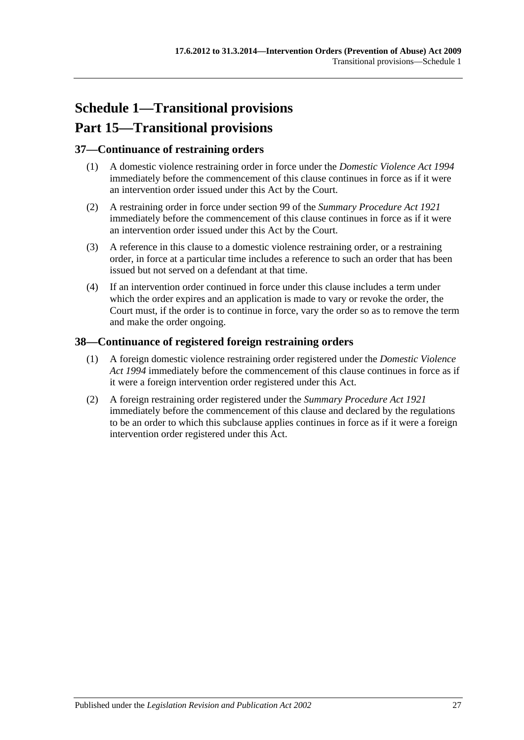# Schedule 1—Transitional provisions

## Part 15—Transitional provisions

### 37—Continuance of restraining orders

(1) A domestic violence restraining order in force under the *Domestic Violence Act 1994* immediately before the commencement of this clause continues in force as if it were an intervention order issued under this Act by the Court.

(2) A restraining order in force under section 99 of the *Summary Procedure Act 1921* immediately before the commencement of this clause continues in force as if it were an intervention order issued under this Act by the Court.

(3) A reference in this clause to a domestic violence restraining order, or a restraining order, in force at a particular time includes a reference to such an order that has been issued but not served on a defendant at that time.

(4) If an intervention order continued in force under this clause includes a term under which the order expires and an application is made to vary or revoke the order, the Court must, if the order is to continue in force, vary the order so as to remove the term and make the order ongoing.

### 38—Continuance of registered foreign restraining orders

(1) A foreign domestic violence restraining order registered under the *Domestic Violence Act 1994* immediately before the commencement of this clause continues in force as if it were a foreign intervention order registered under this Act.

(2) A foreign restraining order registered under the *Summary Procedure Act 1921* immediately before the commencement of this clause and declared by the regulations to be an order to which this subclause applies continues in force as if it were a foreign intervention order registered under this Act.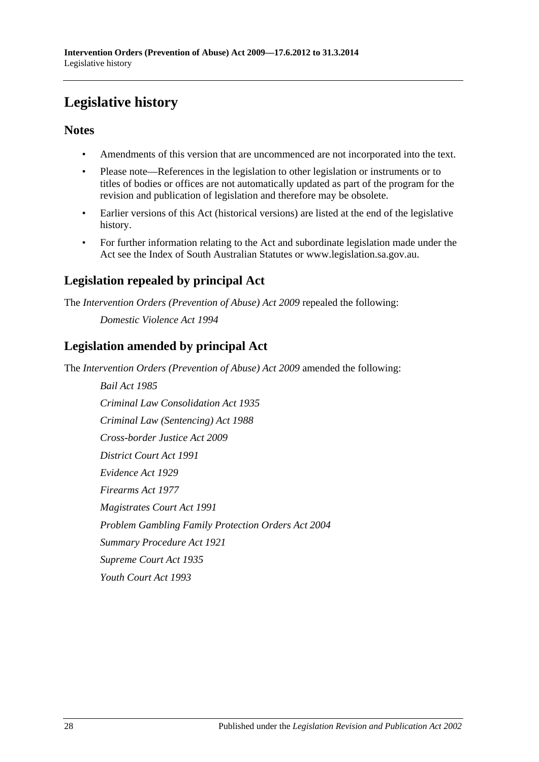# Legislative history

## Notes

- Amendments of this version that are uncommenced are not incorporated into the text.
- Please note—References in the legislation to other legislation or instruments or to titles of bodies or offices are not automatically updated as part of the program for the revision and publication of legislation and therefore may be obsolete.
- Earlier versions of this Act (historical versions) are listed at the end of the legislative history.
- For further information relating to the Act and subordinate legislation made under the Act see the Index of South Australian Statutes or www.legislation.sa.gov.au.

## Legislation repealed by principal Act

The *Intervention Orders (Prevention of Abuse) Act 2009* repealed the following:

*Domestic Violence Act 1994*

## Legislation amended by principal Act

The *Intervention Orders (Prevention of Abuse) Act 2009* amended the following:

*Bail Act 1985*

*Criminal Law Consolidation Act 1935*

*Criminal Law (Sentencing) Act 1988*

*Cross-border Justice Act 2009*

*District Court Act 1991*

*Evidence Act 1929*

*Firearms Act 1977*

*Magistrates Court Act 1991*

*Problem Gambling Family Protection Orders Act 2004*

*Summary Procedure Act 1921*

*Supreme Court Act 1935*

*Youth Court Act 1993*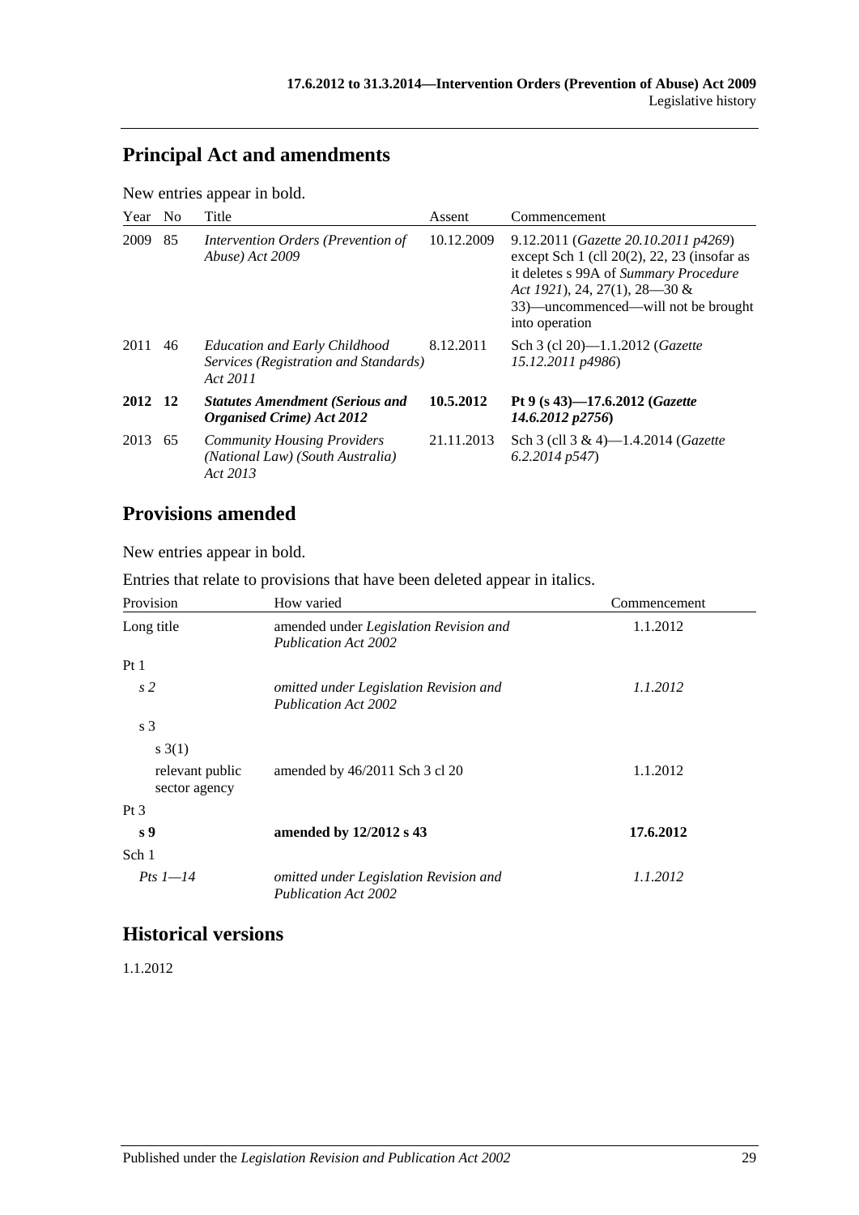## Principal Act and amendments

New entries appear in bold.

| Year | No | Title | Assent | Commencement |
|---|---|---|---|---|
| 2009 | 85 | *Intervention Orders (Prevention of Abuse) Act 2009* | 10.12.2009 | 9.12.2011 (*Gazette 20.10.2011 p4269*) except Sch 1 (cll 20(2), 22, 23 (insofar as it deletes s 99A of *Summary Procedure Act 1921*), 24, 27(1), 28—30 & 33)—uncommenced—will not be brought into operation |
| 2011 | 46 | *Education and Early Childhood Services (Registration and Standards) Act 2011* | 8.12.2011 | Sch 3 (cl 20)—1.1.2012 (*Gazette 15.12.2011 p4986*) |
| **2012** | **12** | ***Statutes Amendment (Serious and Organised Crime) Act 2012*** | **10.5.2012** | **Pt 9 (s 43)—17.6.2012 (*Gazette 14.6.2012 p2756*)** |
| 2013 | 65 | *Community Housing Providers (National Law) (South Australia) Act 2013* | 21.11.2013 | Sch 3 (cll 3 & 4)—1.4.2014 (*Gazette 6.2.2014 p547*) |

## Provisions amended

New entries appear in bold.

Entries that relate to provisions that have been deleted appear in italics.

| Provision | How varied | Commencement |
|---|---|---|
| Long title | amended under *Legislation Revision and Publication Act 2002* | 1.1.2012 |
| Pt 1 | | |
| *s 2* | *omitted under Legislation Revision and Publication Act 2002* | *1.1.2012* |
| s 3 | | |
| s 3(1) | | |
| relevant public sector agency | amended by 46/2011 Sch 3 cl 20 | 1.1.2012 |
| Pt 3 | | |
| **s 9** | **amended by 12/2012 s 43** | **17.6.2012** |
| Sch 1 | | |
| *Pts 1—14* | *omitted under Legislation Revision and Publication Act 2002* | *1.1.2012* |

## Historical versions

1.1.2012